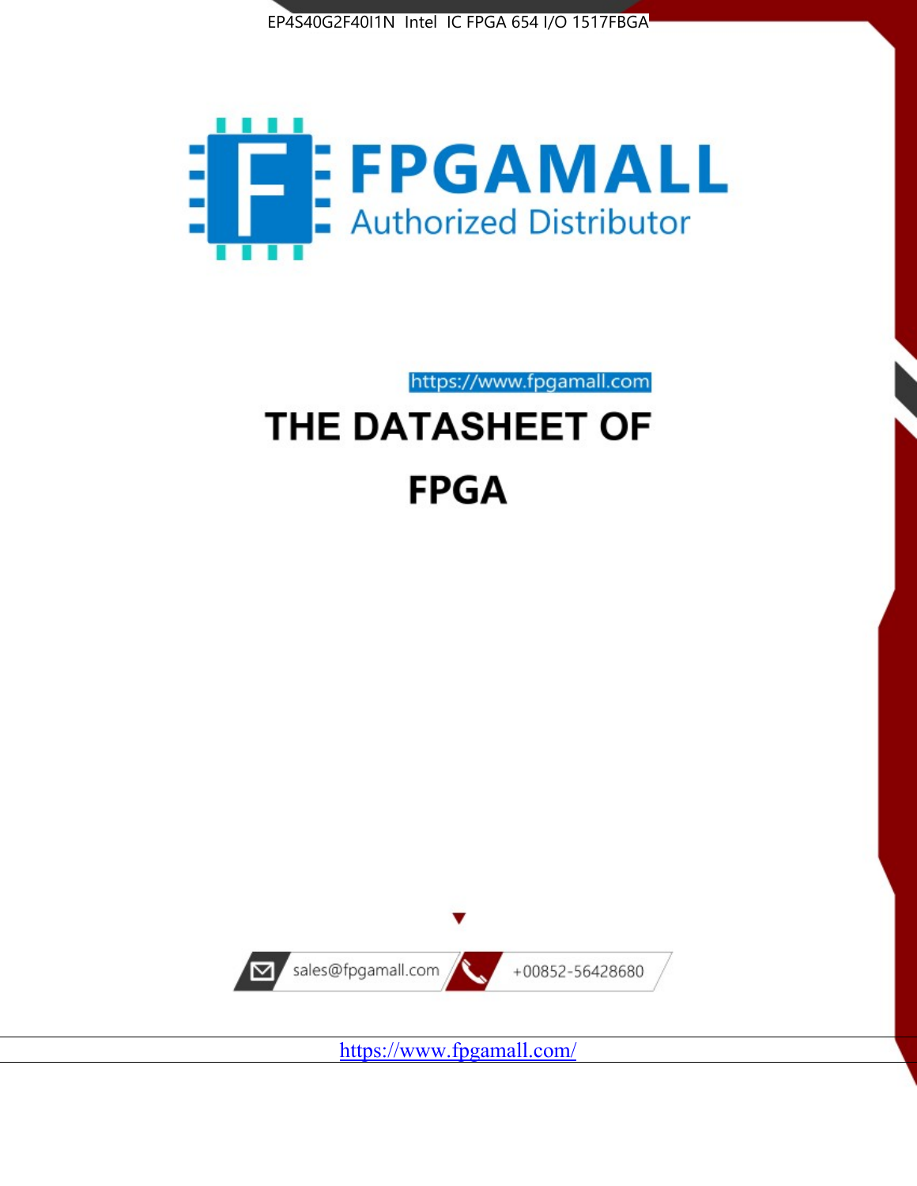EP4S40G2F40I1N Intel IC FPGA 654 I/O 1517FBGA

FPGAMALL

Authorized Distributor

https://www.fpgamall.com

# THE DATASHEET OF

# FPGA

sales@fpgamall.com

+00852-56428680

https://www.fpgamall.com/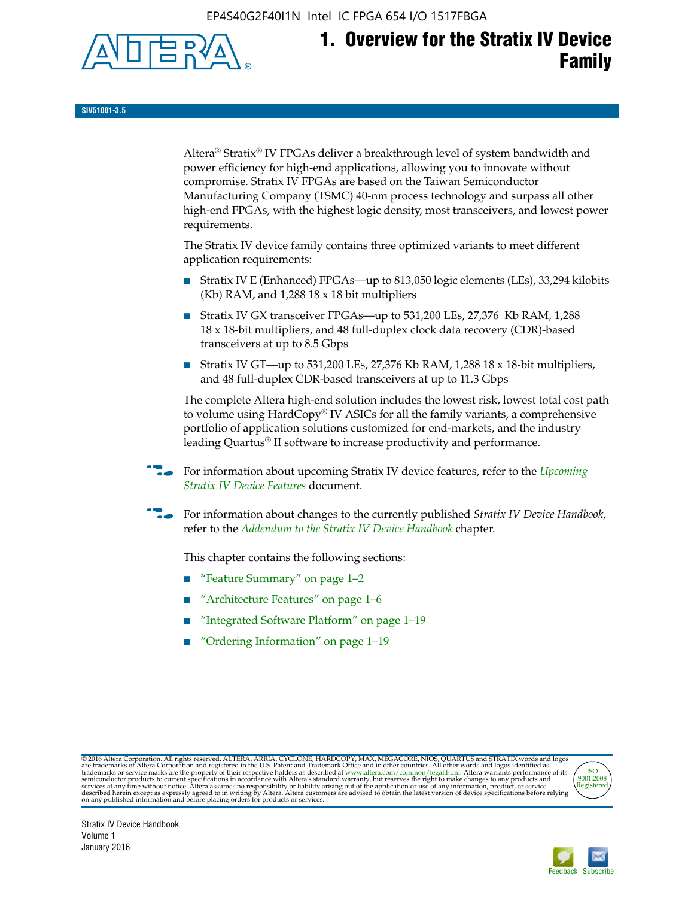# 1. Overview for the Stratix IV Device Family

SIV51001-3.5

Altera® Stratix® IV FPGAs deliver a breakthrough level of system bandwidth and power efficiency for high-end applications, allowing you to innovate without compromise. Stratix IV FPGAs are based on the Taiwan Semiconductor Manufacturing Company (TSMC) 40-nm process technology and surpass all other high-end FPGAs, with the highest logic density, most transceivers, and lowest power requirements.

The Stratix IV device family contains three optimized variants to meet different application requirements:

- Stratix IV E (Enhanced) FPGAs—up to 813,050 logic elements (LEs), 33,294 kilobits (Kb) RAM, and 1,288 18 x 18 bit multipliers
- Stratix IV GX transceiver FPGAs—up to 531,200 LEs, 27,376 Kb RAM, 1,288 18 x 18-bit multipliers, and 48 full-duplex clock data recovery (CDR)-based transceivers at up to 8.5 Gbps
- Stratix IV GT—up to 531,200 LEs, 27,376 Kb RAM, 1,288 18 x 18-bit multipliers, and 48 full-duplex CDR-based transceivers at up to 11.3 Gbps

The complete Altera high-end solution includes the lowest risk, lowest total cost path to volume using HardCopy® IV ASICs for all the family variants, a comprehensive portfolio of application solutions customized for end-markets, and the industry leading Quartus® II software to increase productivity and performance.

For information about upcoming Stratix IV device features, refer to the *Upcoming Stratix IV Device Features* document.

For information about changes to the currently published *Stratix IV Device Handbook*, refer to the *Addendum to the Stratix IV Device Handbook* chapter.

This chapter contains the following sections:

- "Feature Summary" on page 1–2
- "Architecture Features" on page 1–6
- "Integrated Software Platform" on page 1–19
- "Ordering Information" on page 1–19

© 2016 Altera Corporation. All rights reserved. ALTERA, ARRIA, CYCLONE, HARDCOPY, MAX, MEGACORE, NIOS, QUARTUS and STRATIX words and logos are trademarks of Altera Corporation and registered in the U.S. Patent and Trademark Office and in other countries. All other words and logos identified as trademarks or service marks are the property of their respective holders as described at www.altera.com/common/legal.html. Altera warrants performance of its semiconductor products to current specifications in accordance with Altera's standard warranty, but reserves the right to make changes to any products and services at any time without notice. Altera assumes no responsibility or liability arising out of the application or use of any information, product, or service described herein except as expressly agreed to in writing by Altera. Altera customers are advised to obtain the latest version of device specifications before relying on any published information and before placing orders for products or services.

Stratix IV Device Handbook
Volume 1
January 2016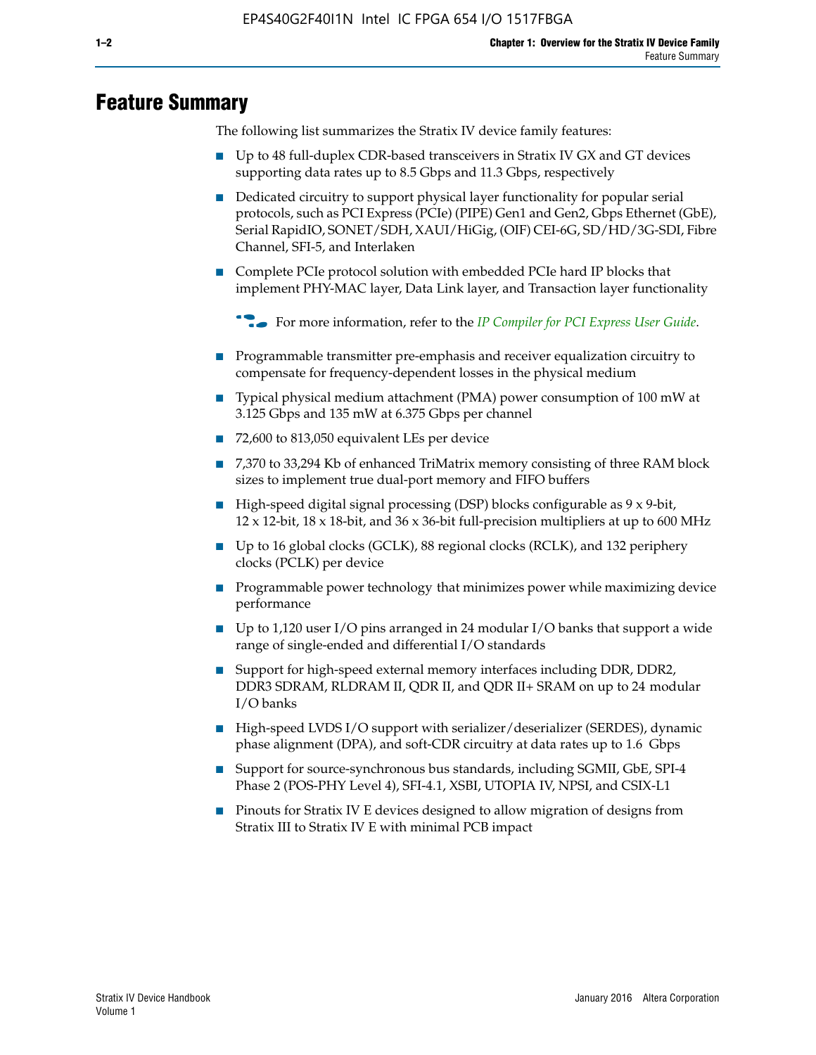# Feature Summary

The following list summarizes the Stratix IV device family features:

- Up to 48 full-duplex CDR-based transceivers in Stratix IV GX and GT devices supporting data rates up to 8.5 Gbps and 11.3 Gbps, respectively
- Dedicated circuitry to support physical layer functionality for popular serial protocols, such as PCI Express (PCIe) (PIPE) Gen1 and Gen2, Gbps Ethernet (GbE), Serial RapidIO, SONET/SDH, XAUI/HiGig, (OIF) CEI-6G, SD/HD/3G-SDI, Fibre Channel, SFI-5, and Interlaken
- Complete PCIe protocol solution with embedded PCIe hard IP blocks that implement PHY-MAC layer, Data Link layer, and Transaction layer functionality

  For more information, refer to the *IP Compiler for PCI Express User Guide*.

- Programmable transmitter pre-emphasis and receiver equalization circuitry to compensate for frequency-dependent losses in the physical medium
- Typical physical medium attachment (PMA) power consumption of 100 mW at 3.125 Gbps and 135 mW at 6.375 Gbps per channel
- 72,600 to 813,050 equivalent LEs per device
- 7,370 to 33,294 Kb of enhanced TriMatrix memory consisting of three RAM block sizes to implement true dual-port memory and FIFO buffers
- High-speed digital signal processing (DSP) blocks configurable as 9 x 9-bit, 12 x 12-bit, 18 x 18-bit, and 36 x 36-bit full-precision multipliers at up to 600 MHz
- Up to 16 global clocks (GCLK), 88 regional clocks (RCLK), and 132 periphery clocks (PCLK) per device
- Programmable power technology that minimizes power while maximizing device performance
- Up to 1,120 user I/O pins arranged in 24 modular I/O banks that support a wide range of single-ended and differential I/O standards
- Support for high-speed external memory interfaces including DDR, DDR2, DDR3 SDRAM, RLDRAM II, QDR II, and QDR II+ SRAM on up to 24 modular I/O banks
- High-speed LVDS I/O support with serializer/deserializer (SERDES), dynamic phase alignment (DPA), and soft-CDR circuitry at data rates up to 1.6 Gbps
- Support for source-synchronous bus standards, including SGMII, GbE, SPI-4 Phase 2 (POS-PHY Level 4), SFI-4.1, XSBI, UTOPIA IV, NPSI, and CSIX-L1
- Pinouts for Stratix IV E devices designed to allow migration of designs from Stratix III to Stratix IV E with minimal PCB impact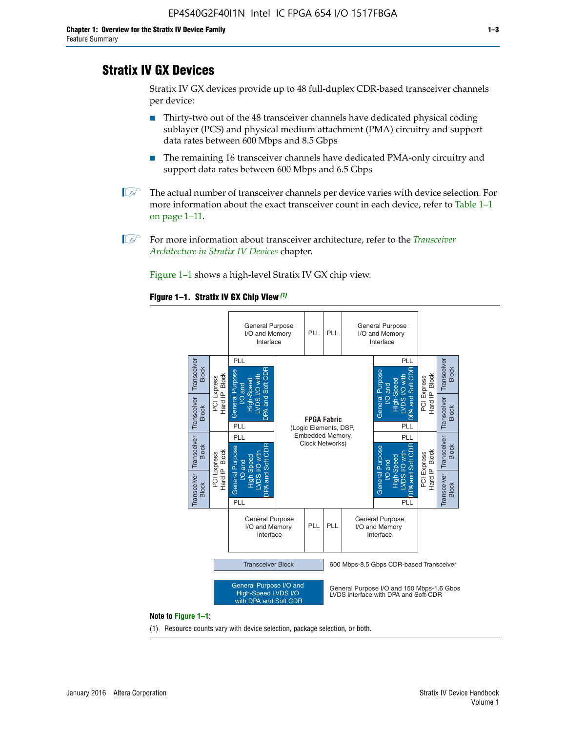## Stratix IV GX Devices

Stratix IV GX devices provide up to 48 full-duplex CDR-based transceiver channels per device:

- Thirty-two out of the 48 transceiver channels have dedicated physical coding sublayer (PCS) and physical medium attachment (PMA) circuitry and support data rates between 600 Mbps and 8.5 Gbps
- The remaining 16 transceiver channels have dedicated PMA-only circuitry and support data rates between 600 Mbps and 6.5 Gbps

The actual number of transceiver channels per device varies with device selection. For more information about the exact transceiver count in each device, refer to Table 1–1 on page 1–11.

For more information about transceiver architecture, refer to the *Transceiver Architecture in Stratix IV Devices* chapter.

Figure 1–1 shows a high-level Stratix IV GX chip view.

**Figure 1–1. Stratix IV GX Chip View** *(1)*

General Purpose I/O and Memory Interface | PLL | PLL | General Purpose I/O and Memory Interface

Transceiver Block | PCI Express Hard IP Block | PLL | General Purpose I/O and High-Speed LVDS I/O with DPA and Soft CDR | PLL

**FPGA Fabric** (Logic Elements, DSP, Embedded Memory, Clock Networks)

Transceiver Block — 600 Mbps-8.5 Gbps CDR-based Transceiver

General Purpose I/O and High-Speed LVDS I/O with DPA and Soft CDR — General Purpose I/O and 150 Mbps-1.6 Gbps LVDS interface with DPA and Soft-CDR

**Note to Figure 1–1:**

(1) Resource counts vary with device selection, package selection, or both.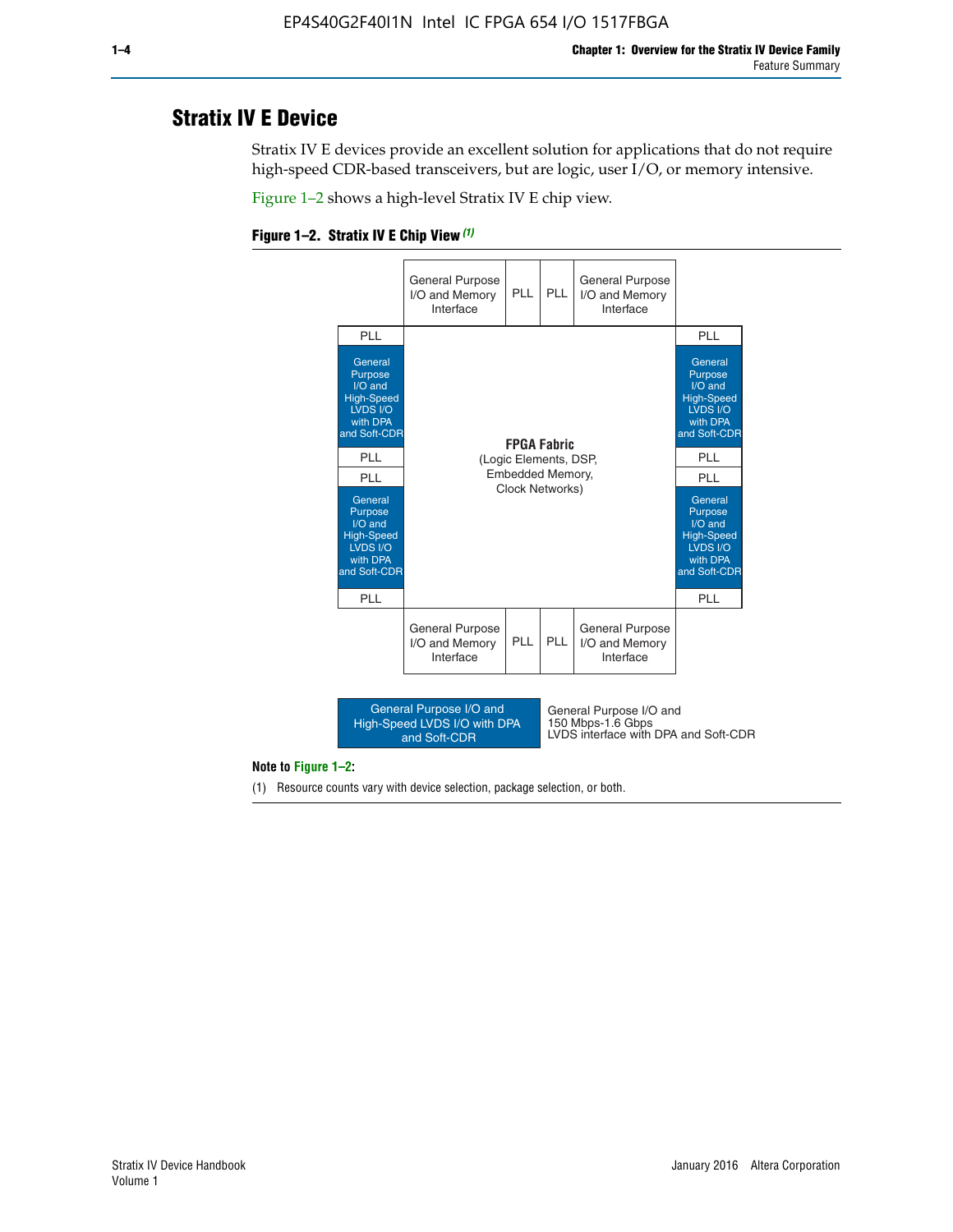## Stratix IV E Device

Stratix IV E devices provide an excellent solution for applications that do not require high-speed CDR-based transceivers, but are logic, user I/O, or memory intensive.

Figure 1–2 shows a high-level Stratix IV E chip view.

**Figure 1–2. Stratix IV E Chip View (1)**

| | General Purpose I/O and Memory Interface | PLL | PLL | General Purpose I/O and Memory Interface | |
|---|---|---|---|---|---|
| PLL | | | | | PLL |
| General Purpose I/O and High-Speed LVDS I/O with DPA and Soft-CDR | | | | | General Purpose I/O and High-Speed LVDS I/O with DPA and Soft-CDR |
| PLL | | **FPGA Fabric** (Logic Elements, DSP, Embedded Memory, Clock Networks) | | | PLL |
| PLL | | | | | PLL |
| General Purpose I/O and High-Speed LVDS I/O with DPA and Soft-CDR | | | | | General Purpose I/O and High-Speed LVDS I/O with DPA and Soft-CDR |
| PLL | | | | | PLL |
| | General Purpose I/O and Memory Interface | PLL | PLL | General Purpose I/O and Memory Interface | |

Legend: General Purpose I/O and High-Speed LVDS I/O with DPA and Soft-CDR — General Purpose I/O and 150 Mbps-1.6 Gbps LVDS interface with DPA and Soft-CDR

**Note to Figure 1–2:**

(1) Resource counts vary with device selection, package selection, or both.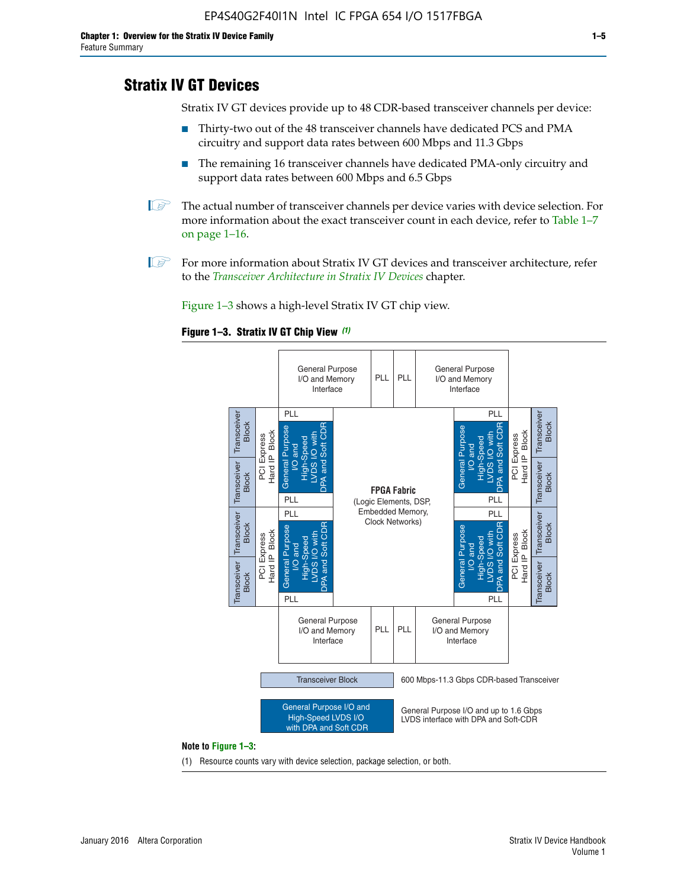# Stratix IV GT Devices

Stratix IV GT devices provide up to 48 CDR-based transceiver channels per device:

- Thirty-two out of the 48 transceiver channels have dedicated PCS and PMA circuitry and support data rates between 600 Mbps and 11.3 Gbps
- The remaining 16 transceiver channels have dedicated PMA-only circuitry and support data rates between 600 Mbps and 6.5 Gbps

The actual number of transceiver channels per device varies with device selection. For more information about the exact transceiver count in each device, refer to Table 1–7 on page 1–16.

For more information about Stratix IV GT devices and transceiver architecture, refer to the *Transceiver Architecture in Stratix IV Devices* chapter.

Figure 1–3 shows a high-level Stratix IV GT chip view.

**Figure 1–3. Stratix IV GT Chip View** *(1)*

General Purpose I/O and Memory Interface | PLL | PLL | General Purpose I/O and Memory Interface

Transceiver Block | Transceiver Block | PCI Express Hard IP Block | PLL | General Purpose I/O and High-Speed LVDS I/O with DPA and Soft CDR | PLL

Transceiver Block | Transceiver Block | PCI Express Hard IP Block | PLL | General Purpose I/O and High-Speed LVDS I/O with DPA and Soft CDR | PLL

**FPGA Fabric** (Logic Elements, DSP, Embedded Memory, Clock Networks)

General Purpose I/O and Memory Interface | PLL | PLL | General Purpose I/O and Memory Interface

Transceiver Block: 600 Mbps-11.3 Gbps CDR-based Transceiver

General Purpose I/O and High-Speed LVDS I/O with DPA and Soft CDR: General Purpose I/O and up to 1.6 Gbps LVDS interface with DPA and Soft-CDR

**Note to Figure 1–3:**

(1) Resource counts vary with device selection, package selection, or both.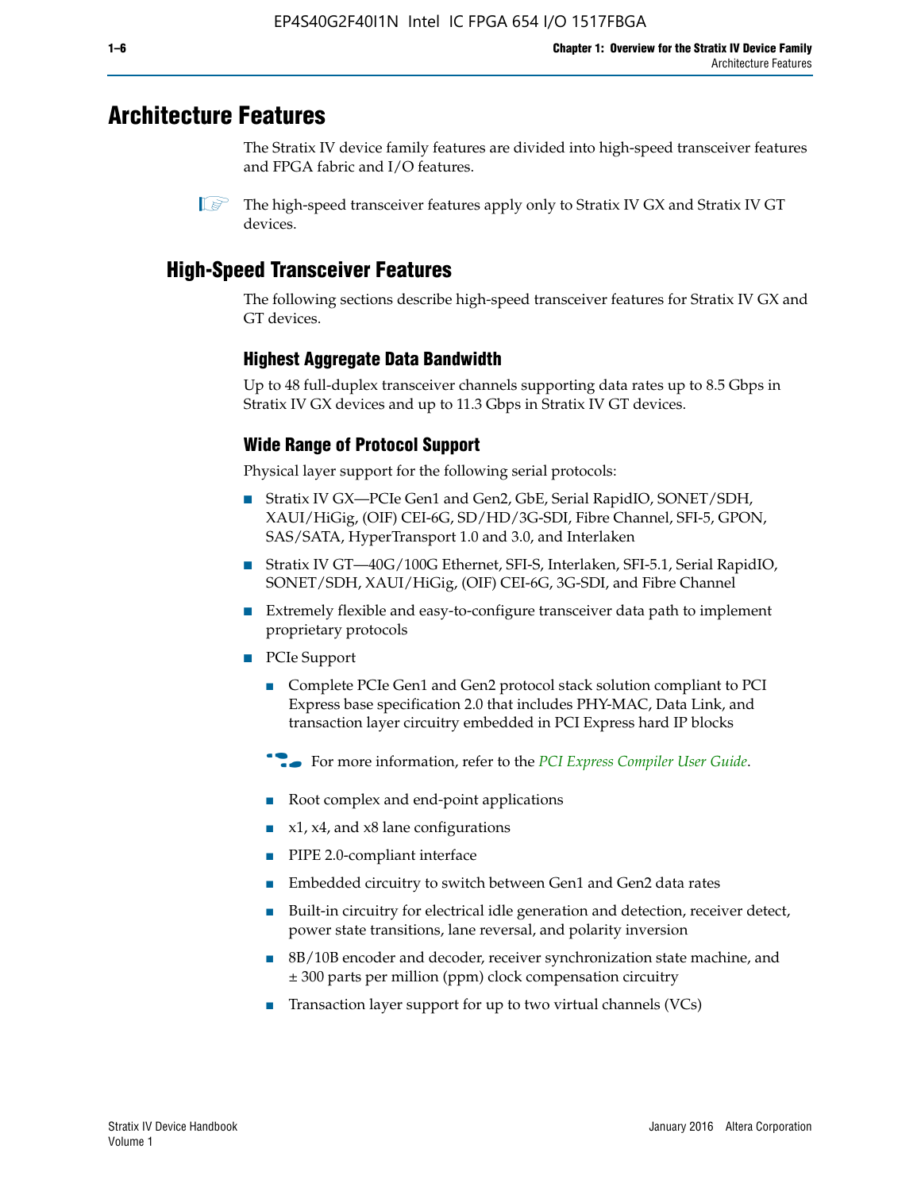# Architecture Features

The Stratix IV device family features are divided into high-speed transceiver features and FPGA fabric and I/O features.

The high-speed transceiver features apply only to Stratix IV GX and Stratix IV GT devices.

## High-Speed Transceiver Features

The following sections describe high-speed transceiver features for Stratix IV GX and GT devices.

### Highest Aggregate Data Bandwidth

Up to 48 full-duplex transceiver channels supporting data rates up to 8.5 Gbps in Stratix IV GX devices and up to 11.3 Gbps in Stratix IV GT devices.

### Wide Range of Protocol Support

Physical layer support for the following serial protocols:

- Stratix IV GX—PCIe Gen1 and Gen2, GbE, Serial RapidIO, SONET/SDH, XAUI/HiGig, (OIF) CEI-6G, SD/HD/3G-SDI, Fibre Channel, SFI-5, GPON, SAS/SATA, HyperTransport 1.0 and 3.0, and Interlaken
- Stratix IV GT—40G/100G Ethernet, SFI-S, Interlaken, SFI-5.1, Serial RapidIO, SONET/SDH, XAUI/HiGig, (OIF) CEI-6G, 3G-SDI, and Fibre Channel
- Extremely flexible and easy-to-configure transceiver data path to implement proprietary protocols
- PCIe Support
  - Complete PCIe Gen1 and Gen2 protocol stack solution compliant to PCI Express base specification 2.0 that includes PHY-MAC, Data Link, and transaction layer circuitry embedded in PCI Express hard IP blocks

  For more information, refer to the *PCI Express Compiler User Guide*.

  - Root complex and end-point applications
  - x1, x4, and x8 lane configurations
  - PIPE 2.0-compliant interface
  - Embedded circuitry to switch between Gen1 and Gen2 data rates
  - Built-in circuitry for electrical idle generation and detection, receiver detect, power state transitions, lane reversal, and polarity inversion
  - 8B/10B encoder and decoder, receiver synchronization state machine, and ± 300 parts per million (ppm) clock compensation circuitry
  - Transaction layer support for up to two virtual channels (VCs)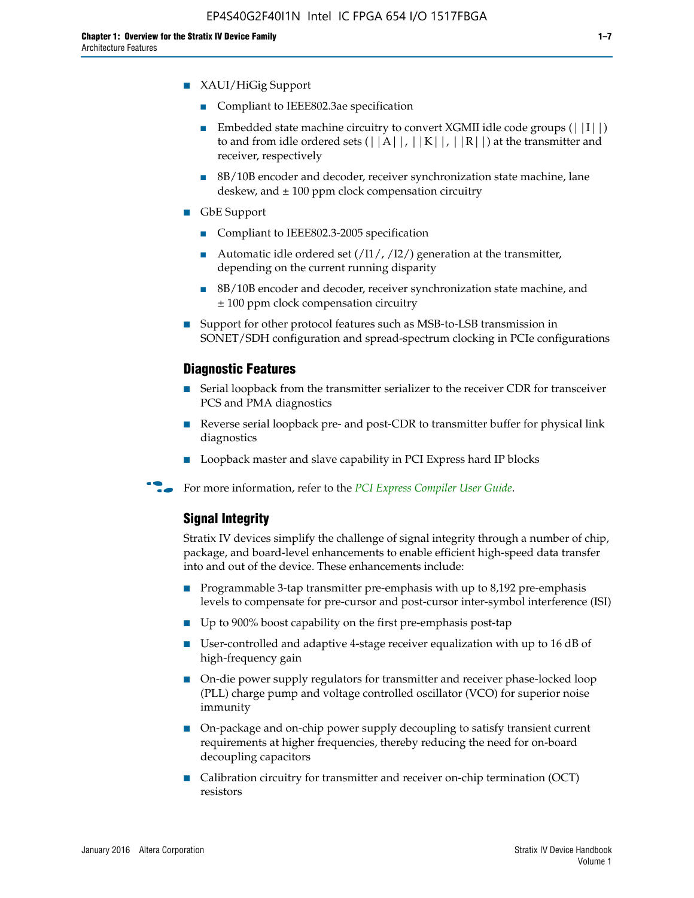- XAUI/HiGig Support
  - Compliant to IEEE802.3ae specification
  - Embedded state machine circuitry to convert XGMII idle code groups (||I||) to and from idle ordered sets (||A||, ||K||, ||R||) at the transmitter and receiver, respectively
  - 8B/10B encoder and decoder, receiver synchronization state machine, lane deskew, and ± 100 ppm clock compensation circuitry
- GbE Support
  - Compliant to IEEE802.3-2005 specification
  - Automatic idle ordered set (/I1/, /I2/) generation at the transmitter, depending on the current running disparity
  - 8B/10B encoder and decoder, receiver synchronization state machine, and ± 100 ppm clock compensation circuitry
- Support for other protocol features such as MSB-to-LSB transmission in SONET/SDH configuration and spread-spectrum clocking in PCIe configurations

### Diagnostic Features

- Serial loopback from the transmitter serializer to the receiver CDR for transceiver PCS and PMA diagnostics
- Reverse serial loopback pre- and post-CDR to transmitter buffer for physical link diagnostics
- Loopback master and slave capability in PCI Express hard IP blocks

For more information, refer to the *PCI Express Compiler User Guide*.

### Signal Integrity

Stratix IV devices simplify the challenge of signal integrity through a number of chip, package, and board-level enhancements to enable efficient high-speed data transfer into and out of the device. These enhancements include:

- Programmable 3-tap transmitter pre-emphasis with up to 8,192 pre-emphasis levels to compensate for pre-cursor and post-cursor inter-symbol interference (ISI)
- Up to 900% boost capability on the first pre-emphasis post-tap
- User-controlled and adaptive 4-stage receiver equalization with up to 16 dB of high-frequency gain
- On-die power supply regulators for transmitter and receiver phase-locked loop (PLL) charge pump and voltage controlled oscillator (VCO) for superior noise immunity
- On-package and on-chip power supply decoupling to satisfy transient current requirements at higher frequencies, thereby reducing the need for on-board decoupling capacitors
- Calibration circuitry for transmitter and receiver on-chip termination (OCT) resistors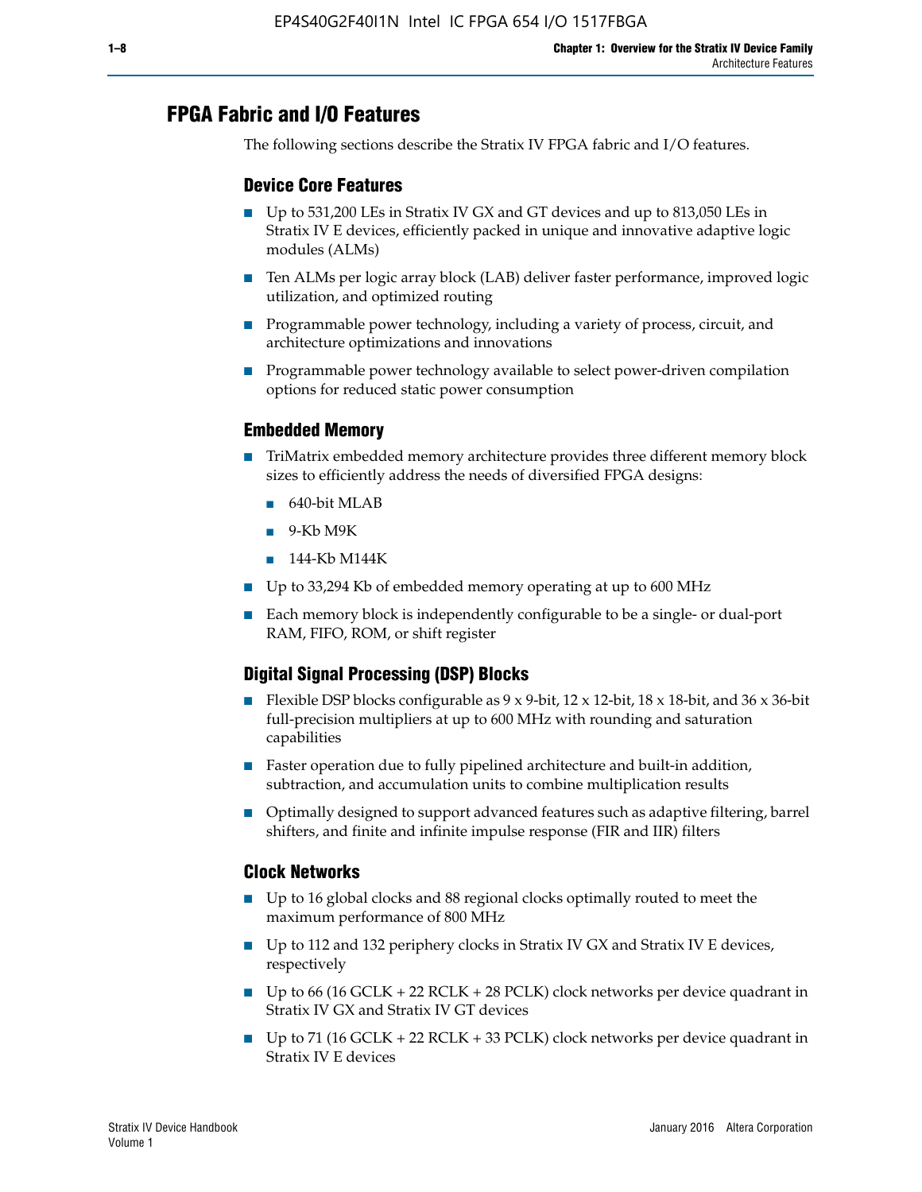## FPGA Fabric and I/O Features

The following sections describe the Stratix IV FPGA fabric and I/O features.

### Device Core Features

- Up to 531,200 LEs in Stratix IV GX and GT devices and up to 813,050 LEs in Stratix IV E devices, efficiently packed in unique and innovative adaptive logic modules (ALMs)
- Ten ALMs per logic array block (LAB) deliver faster performance, improved logic utilization, and optimized routing
- Programmable power technology, including a variety of process, circuit, and architecture optimizations and innovations
- Programmable power technology available to select power-driven compilation options for reduced static power consumption

### Embedded Memory

- TriMatrix embedded memory architecture provides three different memory block sizes to efficiently address the needs of diversified FPGA designs:
  - 640-bit MLAB
  - 9-Kb M9K
  - 144-Kb M144K
- Up to 33,294 Kb of embedded memory operating at up to 600 MHz
- Each memory block is independently configurable to be a single- or dual-port RAM, FIFO, ROM, or shift register

### Digital Signal Processing (DSP) Blocks

- Flexible DSP blocks configurable as 9 x 9-bit, 12 x 12-bit, 18 x 18-bit, and 36 x 36-bit full-precision multipliers at up to 600 MHz with rounding and saturation capabilities
- Faster operation due to fully pipelined architecture and built-in addition, subtraction, and accumulation units to combine multiplication results
- Optimally designed to support advanced features such as adaptive filtering, barrel shifters, and finite and infinite impulse response (FIR and IIR) filters

### Clock Networks

- Up to 16 global clocks and 88 regional clocks optimally routed to meet the maximum performance of 800 MHz
- Up to 112 and 132 periphery clocks in Stratix IV GX and Stratix IV E devices, respectively
- Up to 66 (16 GCLK + 22 RCLK + 28 PCLK) clock networks per device quadrant in Stratix IV GX and Stratix IV GT devices
- Up to 71 (16 GCLK + 22 RCLK + 33 PCLK) clock networks per device quadrant in Stratix IV E devices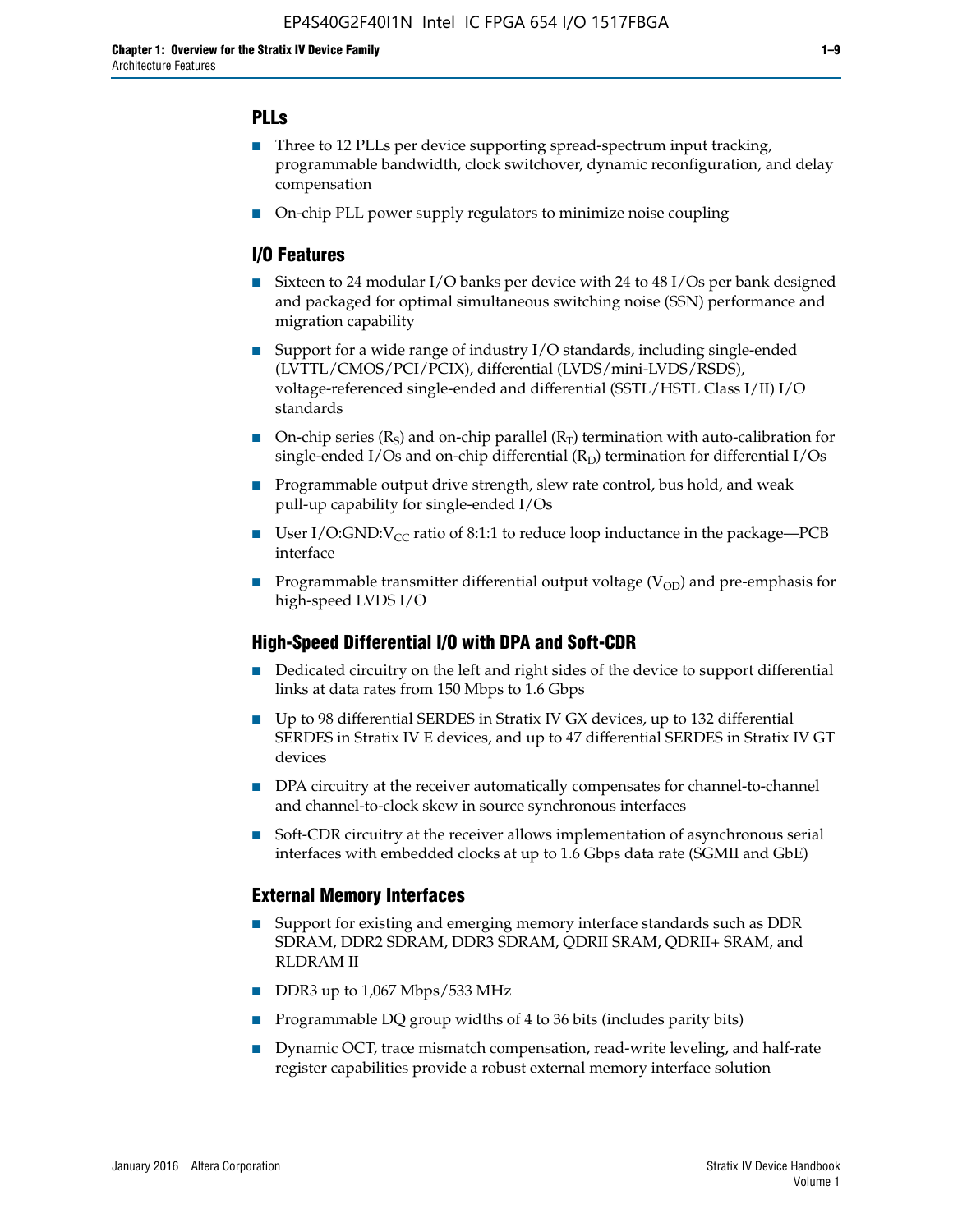### PLLs

- Three to 12 PLLs per device supporting spread-spectrum input tracking, programmable bandwidth, clock switchover, dynamic reconfiguration, and delay compensation
- On-chip PLL power supply regulators to minimize noise coupling

### I/O Features

- Sixteen to 24 modular I/O banks per device with 24 to 48 I/Os per bank designed and packaged for optimal simultaneous switching noise (SSN) performance and migration capability
- Support for a wide range of industry I/O standards, including single-ended (LVTTL/CMOS/PCI/PCIX), differential (LVDS/mini-LVDS/RSDS), voltage-referenced single-ended and differential (SSTL/HSTL Class I/II) I/O standards
- On-chip series ($R_S$) and on-chip parallel ($R_T$) termination with auto-calibration for single-ended I/Os and on-chip differential ($R_D$) termination for differential I/Os
- Programmable output drive strength, slew rate control, bus hold, and weak pull-up capability for single-ended I/Os
- User I/O:GND:$V_{CC}$ ratio of 8:1:1 to reduce loop inductance in the package—PCB interface
- Programmable transmitter differential output voltage ($V_{OD}$) and pre-emphasis for high-speed LVDS I/O

### High-Speed Differential I/O with DPA and Soft-CDR

- Dedicated circuitry on the left and right sides of the device to support differential links at data rates from 150 Mbps to 1.6 Gbps
- Up to 98 differential SERDES in Stratix IV GX devices, up to 132 differential SERDES in Stratix IV E devices, and up to 47 differential SERDES in Stratix IV GT devices
- DPA circuitry at the receiver automatically compensates for channel-to-channel and channel-to-clock skew in source synchronous interfaces
- Soft-CDR circuitry at the receiver allows implementation of asynchronous serial interfaces with embedded clocks at up to 1.6 Gbps data rate (SGMII and GbE)

### External Memory Interfaces

- Support for existing and emerging memory interface standards such as DDR SDRAM, DDR2 SDRAM, DDR3 SDRAM, QDRII SRAM, QDRII+ SRAM, and RLDRAM II
- DDR3 up to 1,067 Mbps/533 MHz
- Programmable DQ group widths of 4 to 36 bits (includes parity bits)
- Dynamic OCT, trace mismatch compensation, read-write leveling, and half-rate register capabilities provide a robust external memory interface solution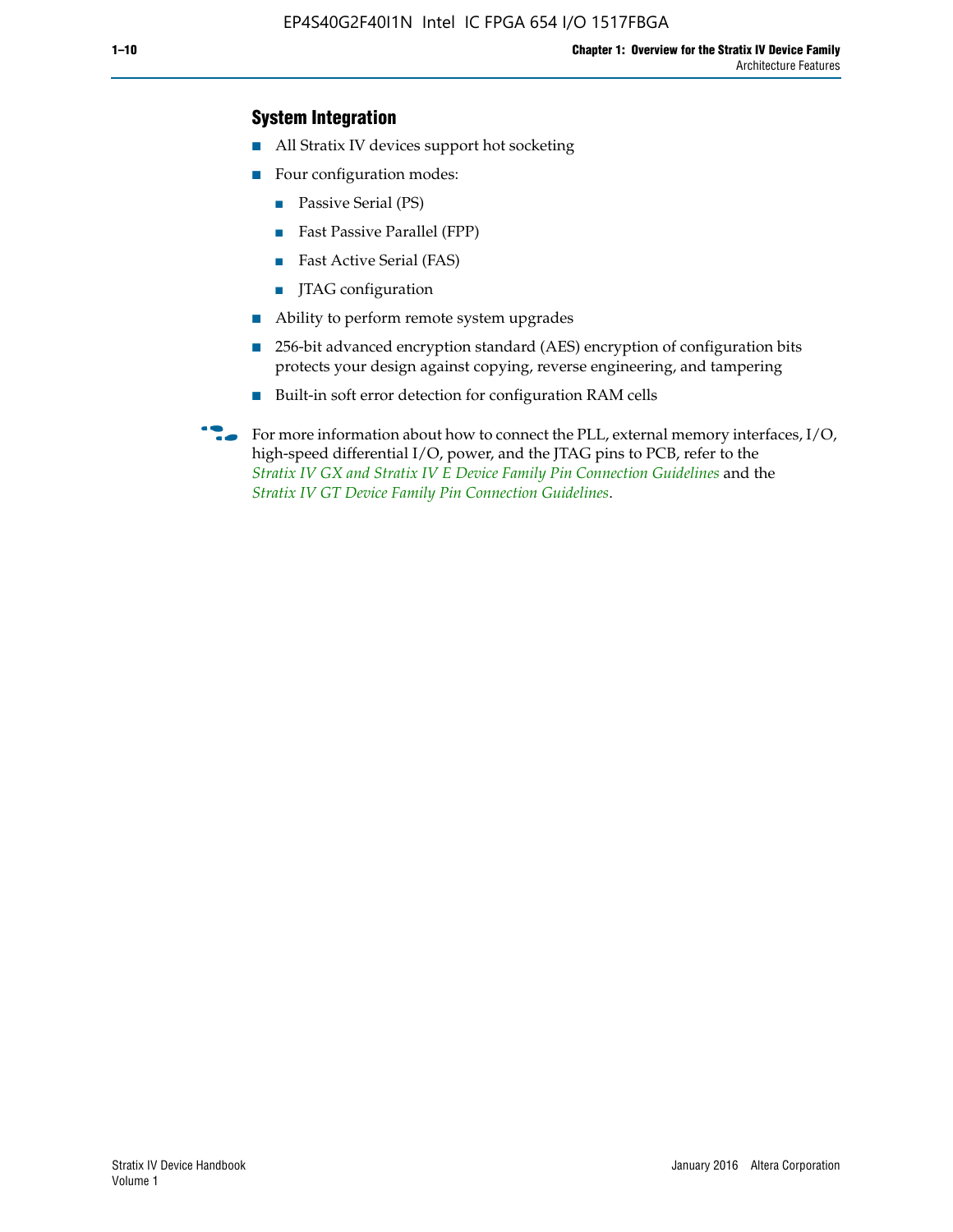## System Integration

- All Stratix IV devices support hot socketing
- Four configuration modes:
  - Passive Serial (PS)
  - Fast Passive Parallel (FPP)
  - Fast Active Serial (FAS)
  - JTAG configuration
- Ability to perform remote system upgrades
- 256-bit advanced encryption standard (AES) encryption of configuration bits protects your design against copying, reverse engineering, and tampering
- Built-in soft error detection for configuration RAM cells

For more information about how to connect the PLL, external memory interfaces, I/O, high-speed differential I/O, power, and the JTAG pins to PCB, refer to the *Stratix IV GX and Stratix IV E Device Family Pin Connection Guidelines* and the *Stratix IV GT Device Family Pin Connection Guidelines*.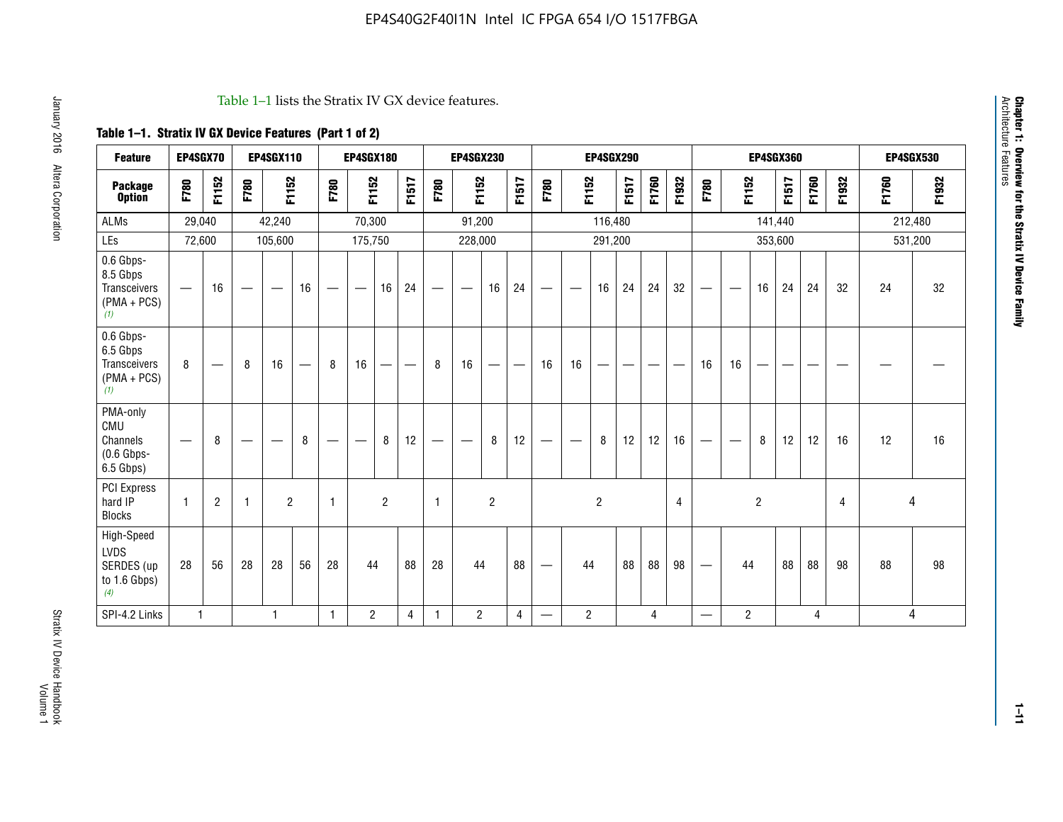Table 1–1 lists the Stratix IV GX device features.

**Table 1–1. Stratix IV GX Device Features (Part 1 of 2)**

| Feature | EP4SGX70 | | EP4SGX110 | | | EP4SGX180 | | | | EP4SGX230 | | | | EP4SGX290 | | | | | | EP4SGX360 | | | | | | EP4SGX530 | |
|---|---|---|---|---|---|---|---|---|---|---|---|---|---|---|---|---|---|---|---|---|---|---|---|---|---|---|---|
| **Package Option** | F780 | F1152 | F780 | F1152 | | F780 | F1152 | | F1517 | F780 | F1152 | | F1517 | F780 | F1152 | | F1517 | F1760 | F1932 | F780 | F1152 | | F1517 | F1760 | F1932 | F1760 | F1932 |
| ALMs | 29,040 | | 42,240 | | | 70,300 | | | | 91,200 | | | | 116,480 | | | | | | 141,440 | | | | | | 212,480 | |
| LEs | 72,600 | | 105,600 | | | 175,750 | | | | 228,000 | | | | 291,200 | | | | | | 353,600 | | | | | | 531,200 | |
| 0.6 Gbps-8.5 Gbps Transceivers (PMA + PCS) (1) | — | 16 | — | — | 16 | — | — | 16 | 24 | — | — | 16 | 24 | — | — | 16 | 24 | 24 | 32 | — | — | 16 | 24 | 24 | 32 | 24 | 32 |
| 0.6 Gbps-6.5 Gbps Transceivers (PMA + PCS) (1) | 8 | — | 8 | 16 | — | 8 | 16 | — | — | 8 | 16 | — | — | 16 | 16 | — | — | — | — | 16 | 16 | — | — | — | — | — | — |
| PMA-only CMU Channels (0.6 Gbps-6.5 Gbps) | — | 8 | — | — | 8 | — | — | 8 | 12 | — | — | 8 | 12 | — | — | 8 | 12 | 12 | 16 | — | — | 8 | 12 | 12 | 16 | 12 | 16 |
| PCI Express hard IP Blocks | 1 | 2 | 1 | 2 | | 1 | 2 | | | 1 | 2 | | | 2 | | | | | 4 | 2 | | | | | 4 | 4 | |
| High-Speed LVDS SERDES (up to 1.6 Gbps) (4) | 28 | 56 | 28 | 28 | 56 | 28 | 44 | | 88 | 28 | 44 | | 88 | — | 44 | | 88 | 88 | 98 | — | 44 | | 88 | 88 | 98 | 88 | 98 |
| SPI-4.2 Links | 1 | | 1 | | | 1 | 2 | | 4 | 1 | 2 | | 4 | — | 2 | | 4 | | | — | 2 | | 4 | | | 4 | |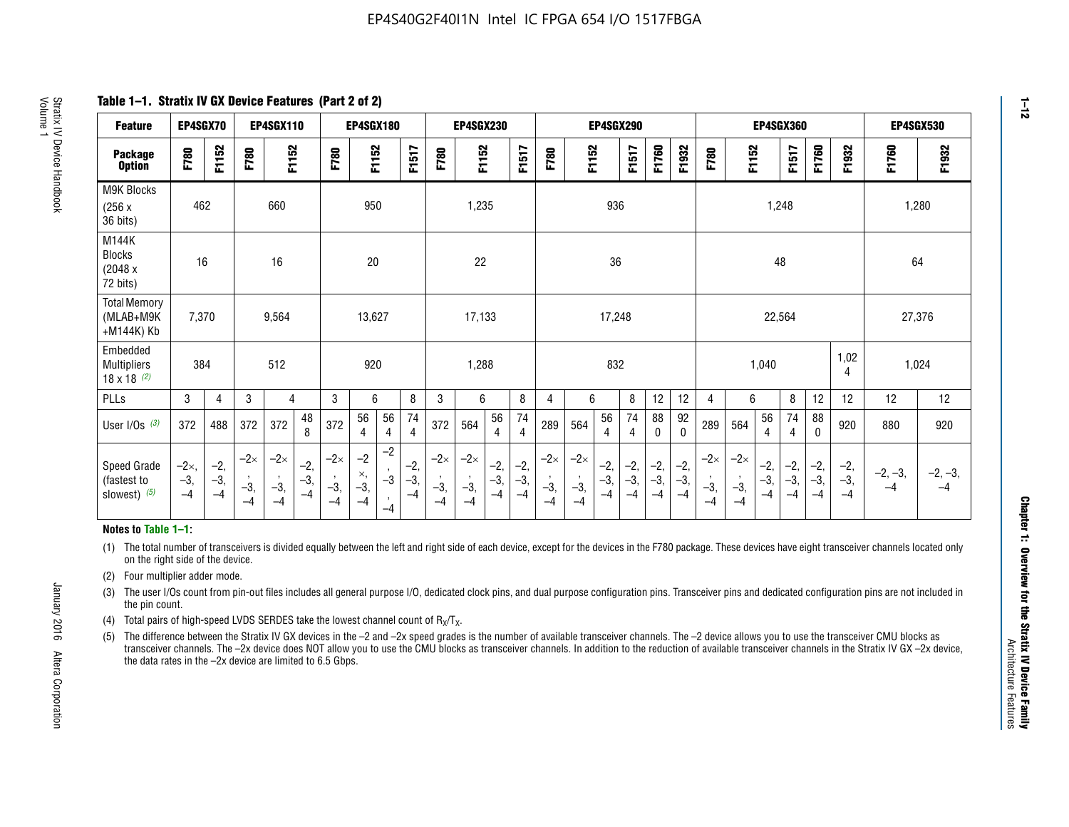**Table 1–1. Stratix IV GX Device Features (Part 2 of 2)**

| Feature | EP4SGX70 | | EP4SGX110 | | | EP4SGX180 | | | | EP4SGX230 | | | | EP4SGX290 | | | | | | EP4SGX360 | | | | | | EP4SGX530 | |
|---|---|---|---|---|---|---|---|---|---|---|---|---|---|---|---|---|---|---|---|---|---|---|---|---|---|---|---|
| Package Option | F780 | F1152 | F780 | F1152 | | F780 | F1152 | | F1517 | F780 | F1152 | | F1517 | F780 | F1152 | | F1517 | F1760 | F1932 | F780 | F1152 | | F1517 | F1760 | F1932 | F1760 | F1932 |
| M9K Blocks (256 x 36 bits) | 462 | | 660 | | | 950 | | | | 1,235 | | | | 936 | | | | | | 1,248 | | | | | | 1,280 | |
| M144K Blocks (2048 x 72 bits) | 16 | | 16 | | | 20 | | | | 22 | | | | 36 | | | | | | 48 | | | | | | 64 | |
| Total Memory (MLAB+M9K +M144K) Kb | 7,370 | | 9,564 | | | 13,627 | | | | 17,133 | | | | 17,248 | | | | | | 22,564 | | | | | | 27,376 | |
| Embedded Multipliers 18 x 18 (2) | 384 | | 512 | | | 920 | | | | 1,288 | | | | 832 | | | | | | 1,040 | | | | | 1,024 | 1,024 | |
| PLLs | 3 | 4 | 3 | 4 | | 3 | 6 | | 8 | 3 | 6 | | 8 | 4 | 6 | | 8 | 12 | 12 | 4 | 6 | | 8 | 12 | 12 | 12 | 12 |
| User I/Os (3) | 372 | 488 | 372 | 372 | 488 | 372 | 564 | 564 | 744 | 372 | 564 | 564 | 744 | 289 | 564 | 564 | 744 | 880 | 920 | 289 | 564 | 564 | 744 | 880 | 920 | 880 | 920 |
| Speed Grade (fastest to slowest) (5) | –2×, –3, –4 | –2, –3, –4 | –2×, –3, –4 | –2×, –3, –4 | –2, –3, –4 | –2×, –3, –4 | –2×, –3, –4 | –2, –3, –4 | –2, –3, –4 | –2×, –3, –4 | –2×, –3, –4 | –2, –3, –4 | –2, –3, –4 | –2×, –3, –4 | –2×, –3, –4 | –2, –3, –4 | –2, –3, –4 | –2, –3, –4 | –2, –3, –4 | –2×, –3, –4 | –2×, –3, –4 | –2, –3, –4 | –2, –3, –4 | –2, –3, –4 | –2, –3, –4 | –2, –3, –4 | –2, –3, –4 |

**Notes to Table 1–1:**

(1) The total number of transceivers is divided equally between the left and right side of each device, except for the devices in the F780 package. These devices have eight transceiver channels located only on the right side of the device.

(2) Four multiplier adder mode.

(3) The user I/Os count from pin-out files includes all general purpose I/O, dedicated clock pins, and dual purpose configuration pins. Transceiver pins and dedicated configuration pins are not included in the pin count.

(4) Total pairs of high-speed LVDS SERDES take the lowest channel count of $R_X/T_X$.

(5) The difference between the Stratix IV GX devices in the –2 and –2x speed grades is the number of available transceiver channels. The –2 device allows you to use the transceiver CMU blocks as transceiver channels. The –2x device does NOT allow you to use the CMU blocks as transceiver channels. In addition to the reduction of available transceiver channels in the Stratix IV GX –2x device, the data rates in the –2x device are limited to 6.5 Gbps.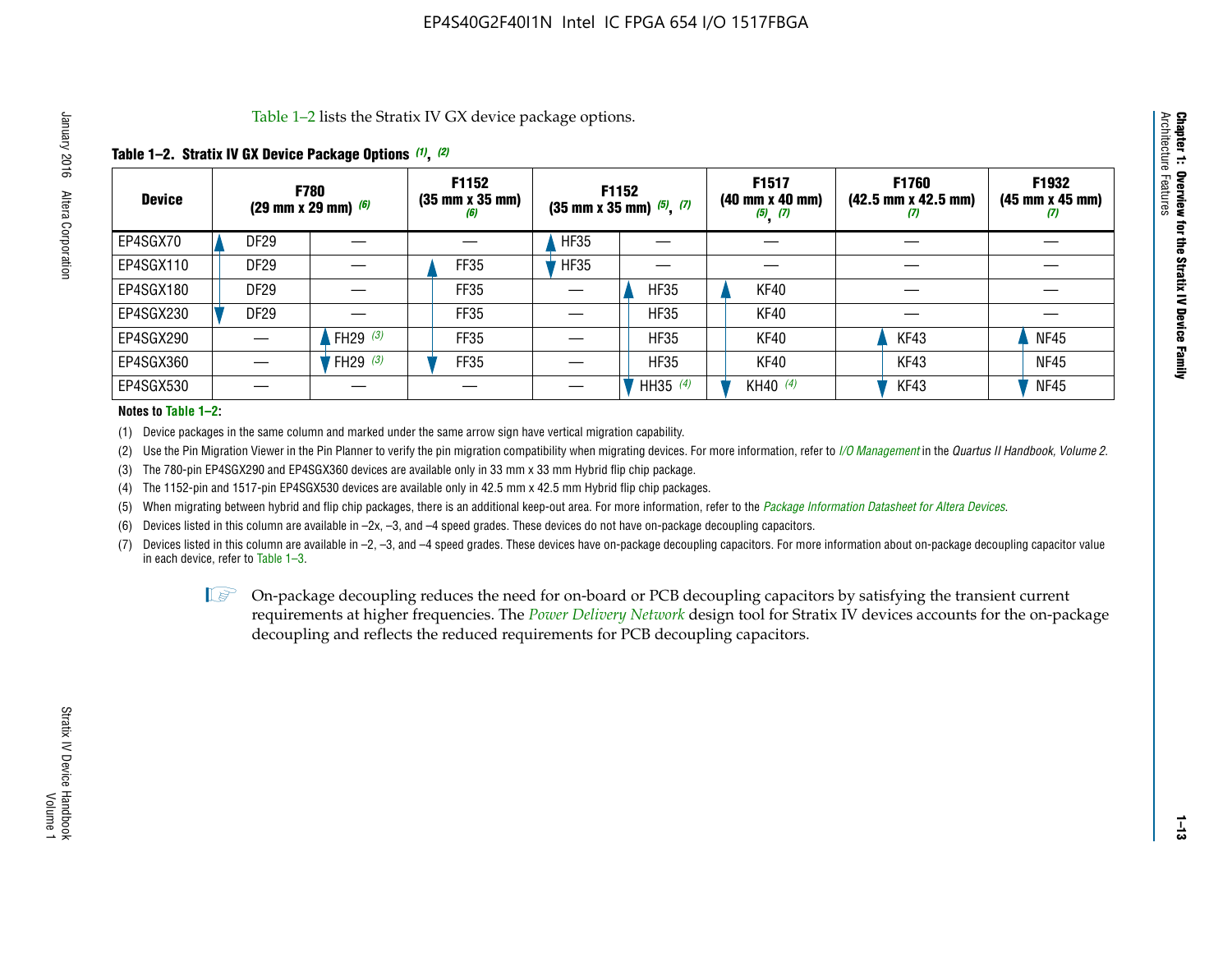Table 1–2 lists the Stratix IV GX device package options.

**Table 1–2. Stratix IV GX Device Package Options (1), (2)**

| Device | F780 (29 mm x 29 mm) (6) | | F1152 (35 mm x 35 mm) (6) | F1152 (35 mm x 35 mm) (5), (7) | | F1517 (40 mm x 40 mm) (5), (7) | F1760 (42.5 mm x 42.5 mm) (7) | F1932 (45 mm x 45 mm) (7) |
|---|---|---|---|---|---|---|---|---|
| EP4SGX70 | DF29 | — | — | HF35 | — | — | — | — |
| EP4SGX110 | DF29 | — | FF35 | HF35 | — | — | — | — |
| EP4SGX180 | DF29 | — | FF35 | — | HF35 | KF40 | — | — |
| EP4SGX230 | DF29 | — | FF35 | — | HF35 | KF40 | — | — |
| EP4SGX290 | — | FH29 (3) | FF35 | — | HF35 | KF40 | KF43 | NF45 |
| EP4SGX360 | — | FH29 (3) | FF35 | — | HF35 | KF40 | KF43 | NF45 |
| EP4SGX530 | — | — | — | — | HH35 (4) | KH40 (4) | KF43 | NF45 |

**Notes to Table 1–2:**

(1) Device packages in the same column and marked under the same arrow sign have vertical migration capability.

(2) Use the Pin Migration Viewer in the Pin Planner to verify the pin migration compatibility when migrating devices. For more information, refer to *I/O Management* in the *Quartus II Handbook, Volume 2*.

(3) The 780-pin EP4SGX290 and EP4SGX360 devices are available only in 33 mm x 33 mm Hybrid flip chip package.

(4) The 1152-pin and 1517-pin EP4SGX530 devices are available only in 42.5 mm x 42.5 mm Hybrid flip chip packages.

(5) When migrating between hybrid and flip chip packages, there is an additional keep-out area. For more information, refer to the *Package Information Datasheet for Altera Devices*.

(6) Devices listed in this column are available in –2x, –3, and –4 speed grades. These devices do not have on-package decoupling capacitors.

(7) Devices listed in this column are available in –2, –3, and –4 speed grades. These devices have on-package decoupling capacitors. For more information about on-package decoupling capacitor value in each device, refer to Table 1–3.

On-package decoupling reduces the need for on-board or PCB decoupling capacitors by satisfying the transient current requirements at higher frequencies. The *Power Delivery Network* design tool for Stratix IV devices accounts for the on-package decoupling and reflects the reduced requirements for PCB decoupling capacitors.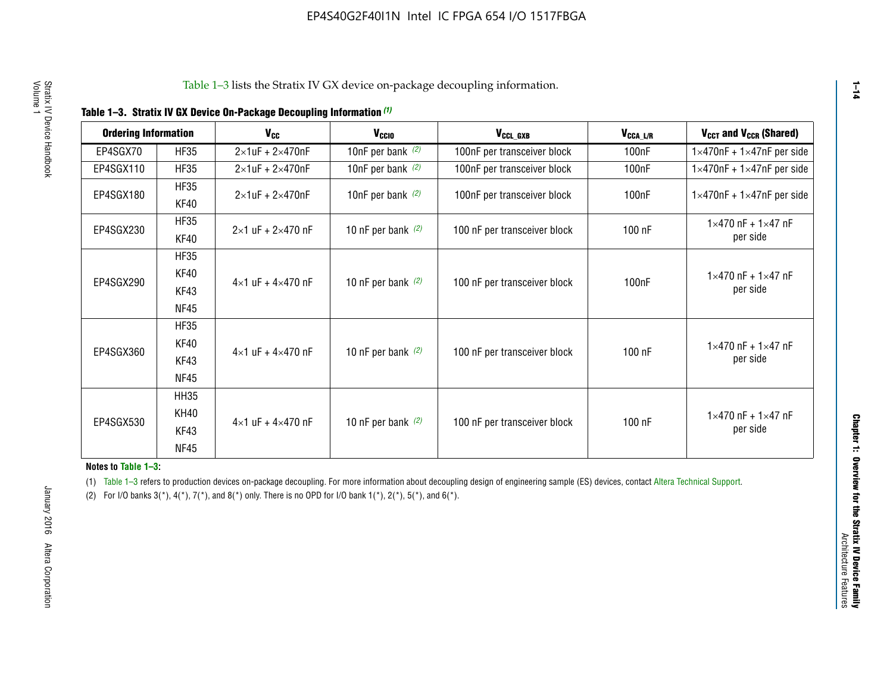Table 1–3 lists the Stratix IV GX device on-package decoupling information.

**Table 1–3. Stratix IV GX Device On-Package Decoupling Information** *(1)*

| Ordering Information | | $V_{CC}$ | $V_{CCIO}$ | $V_{CCL\_GXB}$ | $V_{CCA\_L/R}$ | $V_{CCT}$ and $V_{CCR}$ (Shared) |
|---|---|---|---|---|---|---|
| EP4SGX70 | HF35 | 2×1uF + 2×470nF | 10nF per bank *(2)* | 100nF per transceiver block | 100nF | 1×470nF + 1×47nF per side |
| EP4SGX110 | HF35 | 2×1uF + 2×470nF | 10nF per bank *(2)* | 100nF per transceiver block | 100nF | 1×470nF + 1×47nF per side |
| EP4SGX180 | HF35<br>KF40 | 2×1uF + 2×470nF | 10nF per bank *(2)* | 100nF per transceiver block | 100nF | 1×470nF + 1×47nF per side |
| EP4SGX230 | HF35<br>KF40 | 2×1 uF + 2×470 nF | 10 nF per bank *(2)* | 100 nF per transceiver block | 100 nF | 1×470 nF + 1×47 nF per side |
| EP4SGX290 | HF35<br>KF40<br>KF43<br>NF45 | 4×1 uF + 4×470 nF | 10 nF per bank *(2)* | 100 nF per transceiver block | 100nF | 1×470 nF + 1×47 nF per side |
| EP4SGX360 | HF35<br>KF40<br>KF43<br>NF45 | 4×1 uF + 4×470 nF | 10 nF per bank *(2)* | 100 nF per transceiver block | 100 nF | 1×470 nF + 1×47 nF per side |
| EP4SGX530 | HH35<br>KH40<br>KF43<br>NF45 | 4×1 uF + 4×470 nF | 10 nF per bank *(2)* | 100 nF per transceiver block | 100 nF | 1×470 nF + 1×47 nF per side |

**Notes to Table 1–3:**

(1) Table 1–3 refers to production devices on-package decoupling. For more information about decoupling design of engineering sample (ES) devices, contact Altera Technical Support.

(2) For I/O banks 3(*), 4(*), 7(*), and 8(*) only. There is no OPD for I/O bank 1(*), 2(*), 5(*), and 6(*).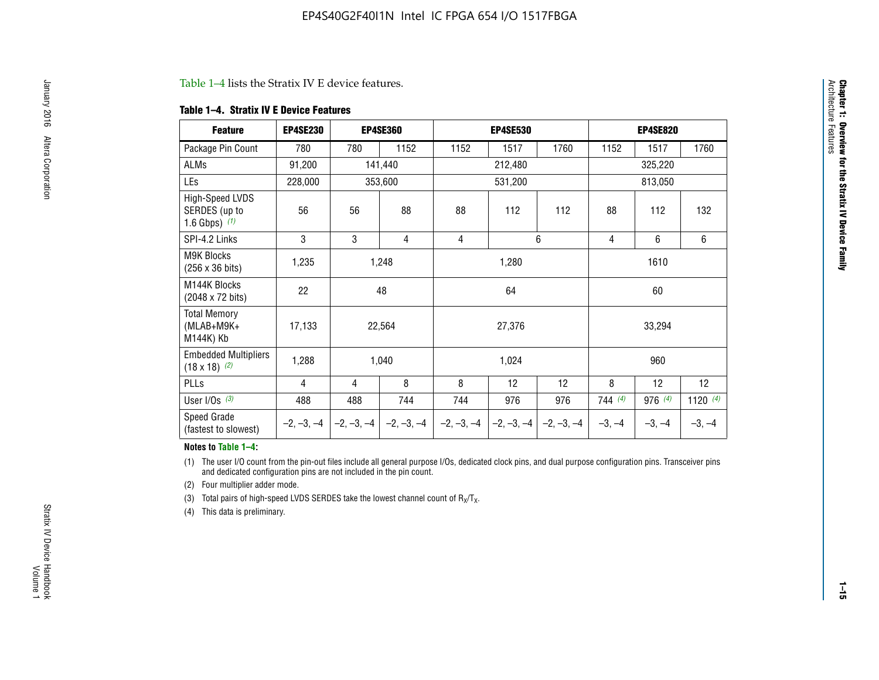Table 1–4 lists the Stratix IV E device features.

**Table 1–4. Stratix IV E Device Features**

| Feature | EP4SE230 | EP4SE360 | | EP4SE530 | | | EP4SE820 | | |
|---|---|---|---|---|---|---|---|---|---|
| Package Pin Count | 780 | 780 | 1152 | 1152 | 1517 | 1760 | 1152 | 1517 | 1760 |
| ALMs | 91,200 | 141,440 | | 212,480 | | | 325,220 | | |
| LEs | 228,000 | 353,600 | | 531,200 | | | 813,050 | | |
| High-Speed LVDS SERDES (up to 1.6 Gbps) (1) | 56 | 56 | 88 | 88 | 112 | 112 | 88 | 112 | 132 |
| SPI-4.2 Links | 3 | 3 | 4 | 4 | 6 | | 4 | 6 | 6 |
| M9K Blocks (256 x 36 bits) | 1,235 | 1,248 | | 1,280 | | | 1610 | | |
| M144K Blocks (2048 x 72 bits) | 22 | 48 | | 64 | | | 60 | | |
| Total Memory (MLAB+M9K+ M144K) Kb | 17,133 | 22,564 | | 27,376 | | | 33,294 | | |
| Embedded Multipliers (18 x 18) (2) | 1,288 | 1,040 | | 1,024 | | | 960 | | |
| PLLs | 4 | 4 | 8 | 8 | 12 | 12 | 8 | 12 | 12 |
| User I/Os (3) | 488 | 488 | 744 | 744 | 976 | 976 | 744 (4) | 976 (4) | 1120 (4) |
| Speed Grade (fastest to slowest) | –2, –3, –4 | –2, –3, –4 | –2, –3, –4 | –2, –3, –4 | –2, –3, –4 | –2, –3, –4 | –3, –4 | –3, –4 | –3, –4 |

**Notes to Table 1–4:**

(1) The user I/O count from the pin-out files include all general purpose I/Os, dedicated clock pins, and dual purpose configuration pins. Transceiver pins and dedicated configuration pins are not included in the pin count.

(2) Four multiplier adder mode.

(3) Total pairs of high-speed LVDS SERDES take the lowest channel count of $R_X/T_X$.

(4) This data is preliminary.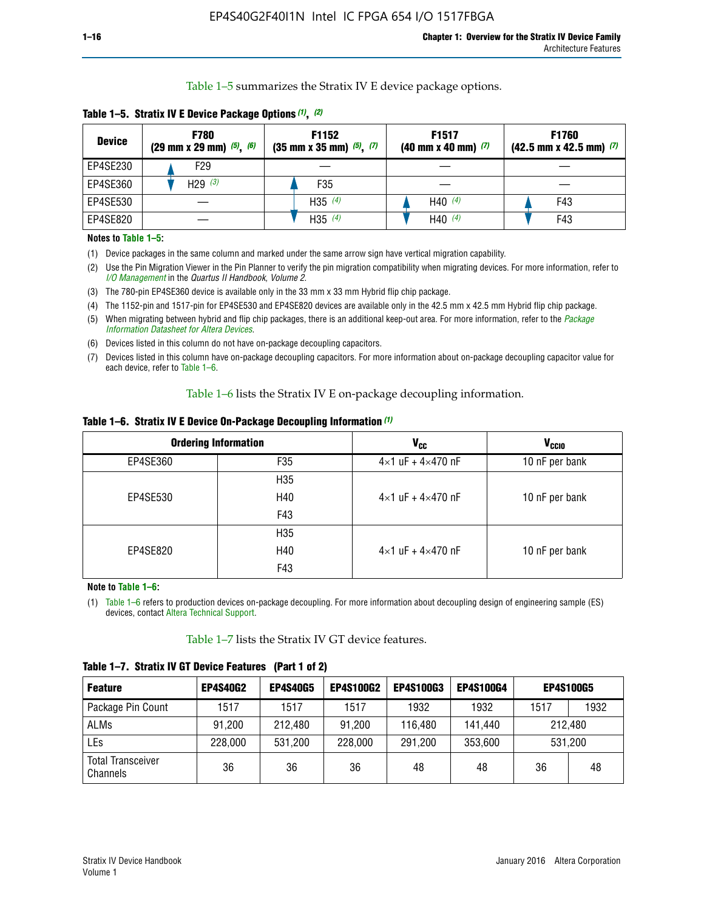Table 1–5 summarizes the Stratix IV E device package options.

**Table 1–5. Stratix IV E Device Package Options (1), (2)**

| Device | F780 (29 mm x 29 mm) (5), (6) | F1152 (35 mm x 35 mm) (5), (7) | F1517 (40 mm x 40 mm) (7) | F1760 (42.5 mm x 42.5 mm) (7) |
|---|---|---|---|---|
| EP4SE230 | F29 | — | — | — |
| EP4SE360 | H29 (3) | F35 | — | — |
| EP4SE530 | — | H35 (4) | H40 (4) | F43 |
| EP4SE820 | — | H35 (4) | H40 (4) | F43 |

**Notes to Table 1–5:**

(1) Device packages in the same column and marked under the same arrow sign have vertical migration capability.

(2) Use the Pin Migration Viewer in the Pin Planner to verify the pin migration compatibility when migrating devices. For more information, refer to *I/O Management* in the *Quartus II Handbook, Volume 2*.

(3) The 780-pin EP4SE360 device is available only in the 33 mm x 33 mm Hybrid flip chip package.

(4) The 1152-pin and 1517-pin for EP4SE530 and EP4SE820 devices are available only in the 42.5 mm x 42.5 mm Hybrid flip chip package.

(5) When migrating between hybrid and flip chip packages, there is an additional keep-out area. For more information, refer to the *Package Information Datasheet for Altera Devices*.

(6) Devices listed in this column do not have on-package decoupling capacitors.

(7) Devices listed in this column have on-package decoupling capacitors. For more information about on-package decoupling capacitor value for each device, refer to Table 1–6.

Table 1–6 lists the Stratix IV E on-package decoupling information.

**Table 1–6. Stratix IV E Device On-Package Decoupling Information (1)**

| Ordering Information | | $V_{CC}$ | $V_{CCIO}$ |
|---|---|---|---|
| EP4SE360 | F35 | 4×1 uF + 4×470 nF | 10 nF per bank |
| EP4SE530 | H35<br>H40<br>F43 | 4×1 uF + 4×470 nF | 10 nF per bank |
| EP4SE820 | H35<br>H40<br>F43 | 4×1 uF + 4×470 nF | 10 nF per bank |

**Note to Table 1–6:**

(1) Table 1–6 refers to production devices on-package decoupling. For more information about decoupling design of engineering sample (ES) devices, contact Altera Technical Support.

Table 1–7 lists the Stratix IV GT device features.

**Table 1–7. Stratix IV GT Device Features (Part 1 of 2)**

| Feature | EP4S40G2 | EP4S40G5 | EP4S100G2 | EP4S100G3 | EP4S100G4 | EP4S100G5 | |
|---|---|---|---|---|---|---|---|
| Package Pin Count | 1517 | 1517 | 1517 | 1932 | 1932 | 1517 | 1932 |
| ALMs | 91,200 | 212,480 | 91,200 | 116,480 | 141,440 | 212,480 | |
| LEs | 228,000 | 531,200 | 228,000 | 291,200 | 353,600 | 531,200 | |
| Total Transceiver Channels | 36 | 36 | 36 | 48 | 48 | 36 | 48 |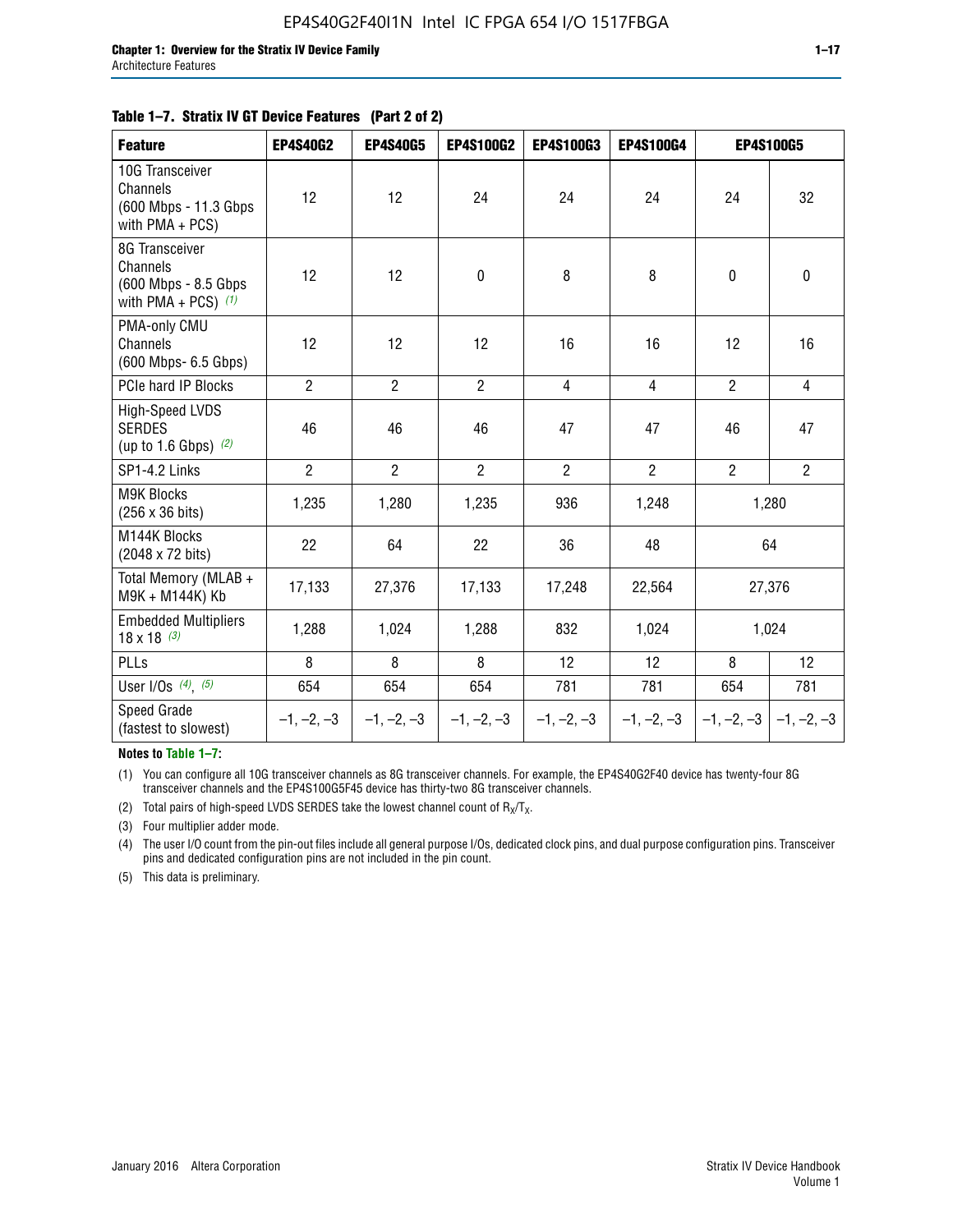**Table 1–7. Stratix IV GT Device Features (Part 2 of 2)**

| Feature | EP4S40G2 | EP4S40G5 | EP4S100G2 | EP4S100G3 | EP4S100G4 | EP4S100G5 | |
|---|---|---|---|---|---|---|---|
| 10G Transceiver Channels (600 Mbps - 11.3 Gbps with PMA + PCS) | 12 | 12 | 24 | 24 | 24 | 24 | 32 |
| 8G Transceiver Channels (600 Mbps - 8.5 Gbps with PMA + PCS) *(1)* | 12 | 12 | 0 | 8 | 8 | 0 | 0 |
| PMA-only CMU Channels (600 Mbps- 6.5 Gbps) | 12 | 12 | 12 | 16 | 16 | 12 | 16 |
| PCIe hard IP Blocks | 2 | 2 | 2 | 4 | 4 | 2 | 4 |
| High-Speed LVDS SERDES (up to 1.6 Gbps) *(2)* | 46 | 46 | 46 | 47 | 47 | 46 | 47 |
| SP1-4.2 Links | 2 | 2 | 2 | 2 | 2 | 2 | 2 |
| M9K Blocks (256 x 36 bits) | 1,235 | 1,280 | 1,235 | 936 | 1,248 | 1,280 | |
| M144K Blocks (2048 x 72 bits) | 22 | 64 | 22 | 36 | 48 | 64 | |
| Total Memory (MLAB + M9K + M144K) Kb | 17,133 | 27,376 | 17,133 | 17,248 | 22,564 | 27,376 | |
| Embedded Multipliers 18 x 18 *(3)* | 1,288 | 1,024 | 1,288 | 832 | 1,024 | 1,024 | |
| PLLs | 8 | 8 | 8 | 12 | 12 | 8 | 12 |
| User I/Os *(4)*, *(5)* | 654 | 654 | 654 | 781 | 781 | 654 | 781 |
| Speed Grade (fastest to slowest) | –1, –2, –3 | –1, –2, –3 | –1, –2, –3 | –1, –2, –3 | –1, –2, –3 | –1, –2, –3 | –1, –2, –3 |

**Notes to Table 1–7:**

(1) You can configure all 10G transceiver channels as 8G transceiver channels. For example, the EP4S40G2F40 device has twenty-four 8G transceiver channels and the EP4S100G5F45 device has thirty-two 8G transceiver channels.

(2) Total pairs of high-speed LVDS SERDES take the lowest channel count of $R_X/T_X$.

(3) Four multiplier adder mode.

(4) The user I/O count from the pin-out files include all general purpose I/Os, dedicated clock pins, and dual purpose configuration pins. Transceiver pins and dedicated configuration pins are not included in the pin count.

(5) This data is preliminary.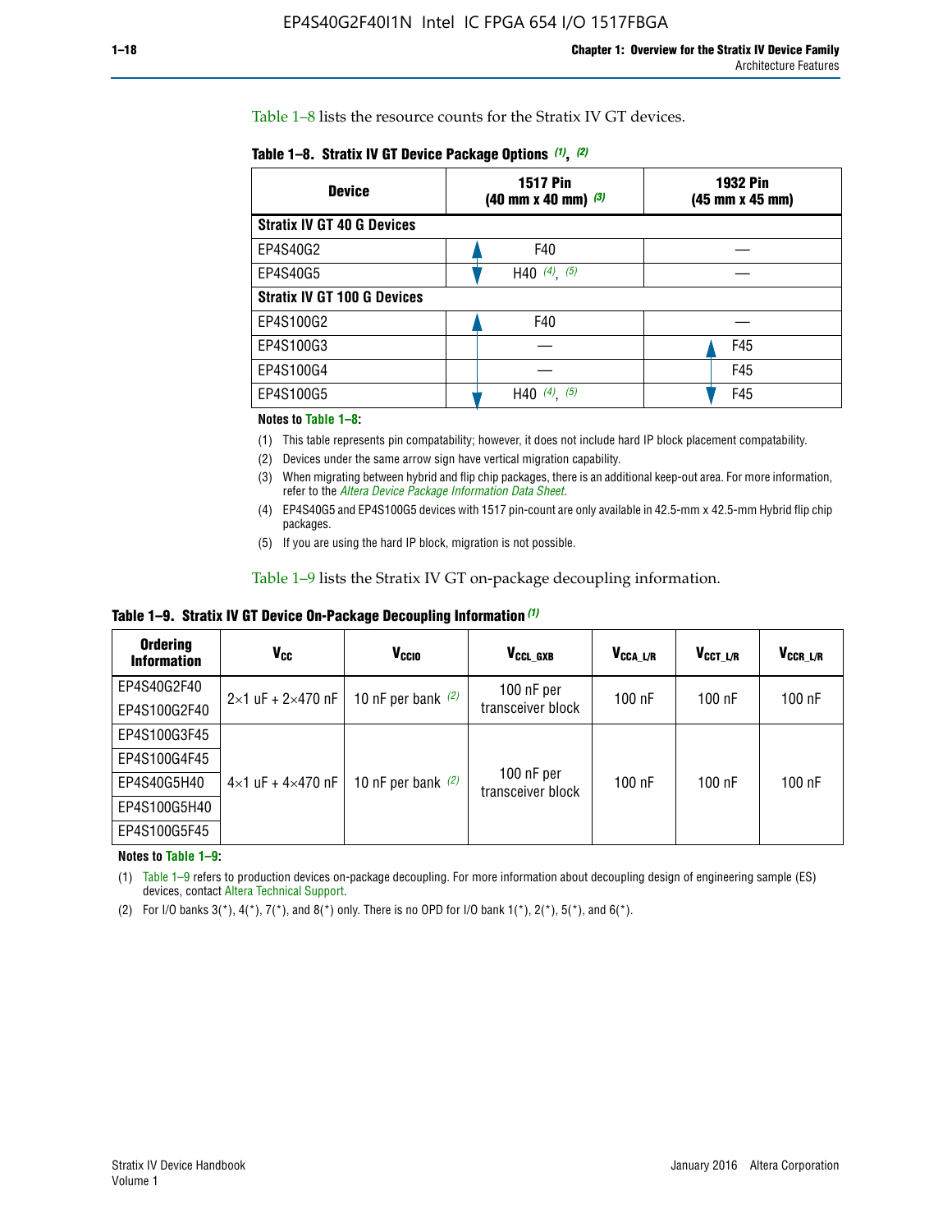Table 1–8 lists the resource counts for the Stratix IV GT devices.

**Table 1–8. Stratix IV GT Device Package Options (1), (2)**

| Device | 1517 Pin (40 mm x 40 mm) (3) | 1932 Pin (45 mm x 45 mm) |
|---|---|---|
| **Stratix IV GT 40 G Devices** | | |
| EP4S40G2 | F40 | — |
| EP4S40G5 | H40 (4), (5) | — |
| **Stratix IV GT 100 G Devices** | | |
| EP4S100G2 | F40 | — |
| EP4S100G3 | — | F45 |
| EP4S100G4 | — | F45 |
| EP4S100G5 | H40 (4), (5) | F45 |

**Notes to Table 1–8:**

(1) This table represents pin compatability; however, it does not include hard IP block placement compatability.

(2) Devices under the same arrow sign have vertical migration capability.

(3) When migrating between hybrid and flip chip packages, there is an additional keep-out area. For more information, refer to the *Altera Device Package Information Data Sheet*.

(4) EP4S40G5 and EP4S100G5 devices with 1517 pin-count are only available in 42.5-mm x 42.5-mm Hybrid flip chip packages.

(5) If you are using the hard IP block, migration is not possible.

Table 1–9 lists the Stratix IV GT on-package decoupling information.

**Table 1–9. Stratix IV GT Device On-Package Decoupling Information (1)**

| Ordering Information | $V_{CC}$ | $V_{CCIO}$ | $V_{CCL\_GXB}$ | $V_{CCA\_L/R}$ | $V_{CCT\_L/R}$ | $V_{CCR\_L/R}$ |
|---|---|---|---|---|---|---|
| EP4S40G2F40 | 2×1 uF + 2×470 nF | 10 nF per bank (2) | 100 nF per transceiver block | 100 nF | 100 nF | 100 nF |
| EP4S100G2F40 | | | | | | |
| EP4S100G3F45 | 4×1 uF + 4×470 nF | 10 nF per bank (2) | 100 nF per transceiver block | 100 nF | 100 nF | 100 nF |
| EP4S100G4F45 | | | | | | |
| EP4S40G5H40 | | | | | | |
| EP4S100G5H40 | | | | | | |
| EP4S100G5F45 | | | | | | |

**Notes to Table 1–9:**

(1) Table 1–9 refers to production devices on-package decoupling. For more information about decoupling design of engineering sample (ES) devices, contact Altera Technical Support.

(2) For I/O banks 3(*), 4(*), 7(*), and 8(*) only. There is no OPD for I/O bank 1(*), 2(*), 5(*), and 6(*).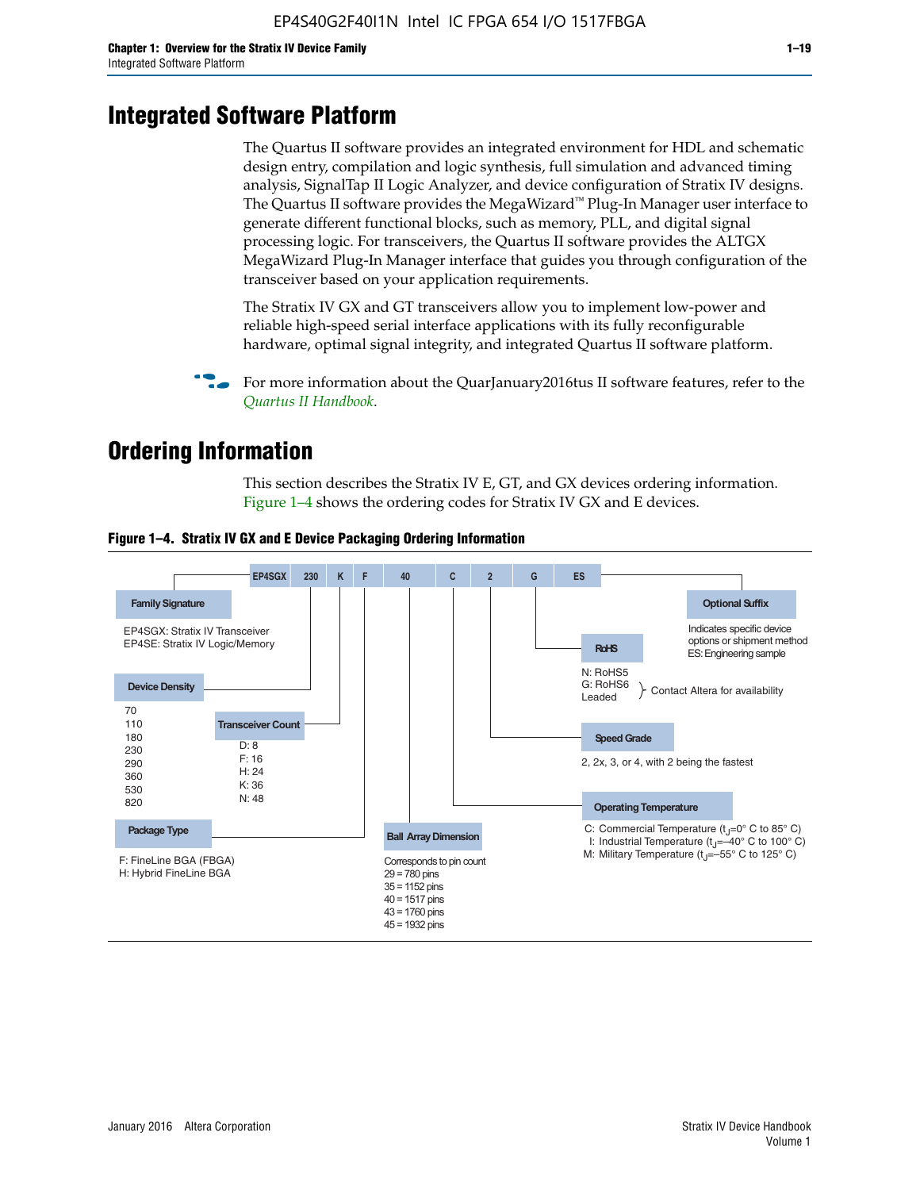# Integrated Software Platform

The Quartus II software provides an integrated environment for HDL and schematic design entry, compilation and logic synthesis, full simulation and advanced timing analysis, SignalTap II Logic Analyzer, and device configuration of Stratix IV designs. The Quartus II software provides the MegaWizard™ Plug-In Manager user interface to generate different functional blocks, such as memory, PLL, and digital signal processing logic. For transceivers, the Quartus II software provides the ALTGX MegaWizard Plug-In Manager interface that guides you through configuration of the transceiver based on your application requirements.

The Stratix IV GX and GT transceivers allow you to implement low-power and reliable high-speed serial interface applications with its fully reconfigurable hardware, optimal signal integrity, and integrated Quartus II software platform.

For more information about the QuarJanuary2016tus II software features, refer to the *Quartus II Handbook*.

# Ordering Information

This section describes the Stratix IV E, GT, and GX devices ordering information. Figure 1–4 shows the ordering codes for Stratix IV GX and E devices.

**Figure 1–4. Stratix IV GX and E Device Packaging Ordering Information**

EP4SGX | 230 | K | F | 40 | C | 2 | G | ES

**Family Signature**
- EP4SGX: Stratix IV Transceiver
- EP4SE: Stratix IV Logic/Memory

**Device Density**
70, 110, 180, 230, 290, 360, 530, 820

**Transceiver Count**
- D: 8
- F: 16
- H: 24
- K: 36
- N: 48

**Package Type**
- F: FineLine BGA (FBGA)
- H: Hybrid FineLine BGA

**Ball Array Dimension**
Corresponds to pin count
- 29 = 780 pins
- 35 = 1152 pins
- 40 = 1517 pins
- 43 = 1760 pins
- 45 = 1932 pins

**Operating Temperature**
- C: Commercial Temperature ($t_J$=0° C to 85° C)
- I: Industrial Temperature ($t_J$=–40° C to 100° C)
- M: Military Temperature ($t_J$=–55° C to 125° C)

**Speed Grade**
2, 2x, 3, or 4, with 2 being the fastest

**RoHS**
- N: RoHS5
- G: RoHS6
- Leaded

(RoHS6 and Leaded: Contact Altera for availability)

**Optional Suffix**
Indicates specific device options or shipment method
ES: Engineering sample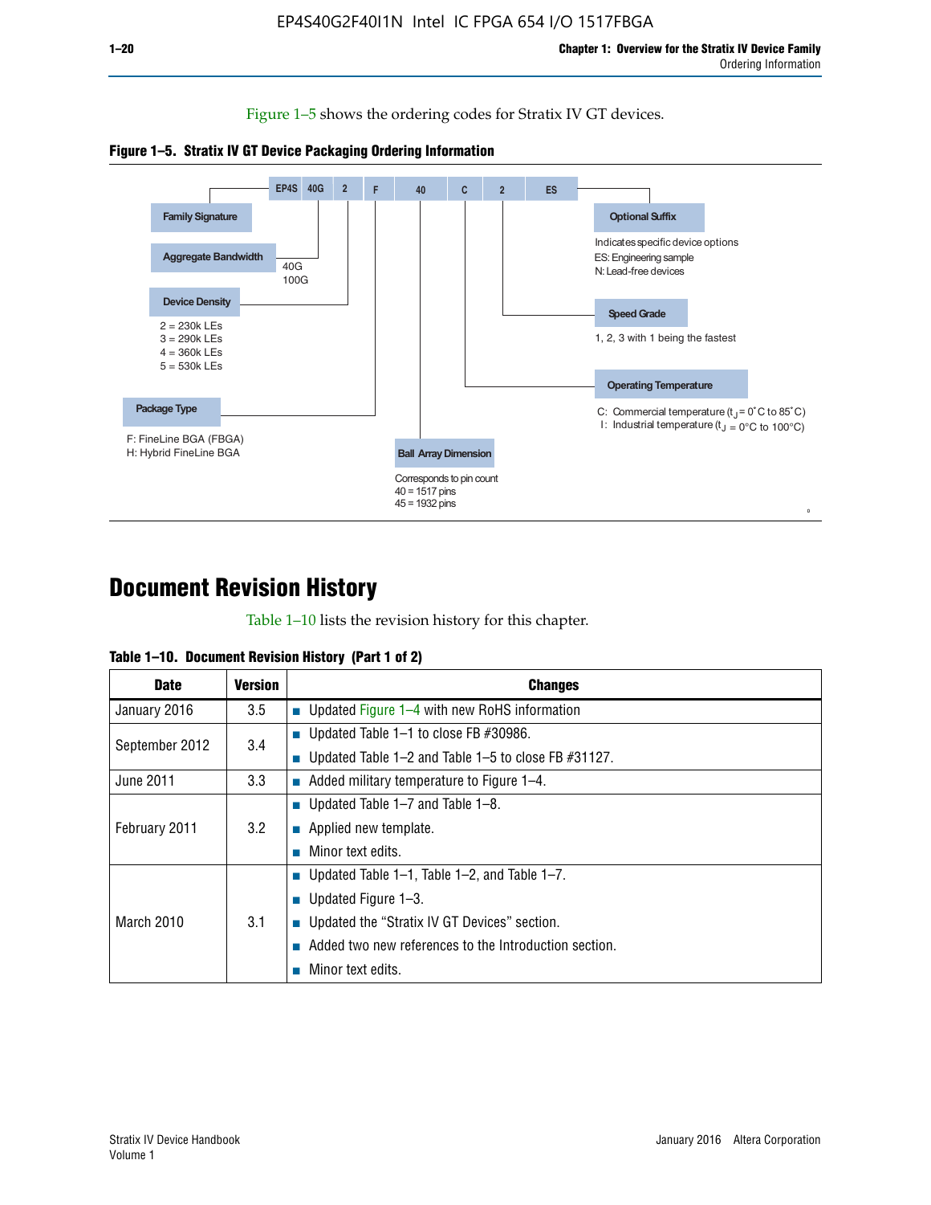Figure 1–5 shows the ordering codes for Stratix IV GT devices.

**Figure 1–5. Stratix IV GT Device Packaging Ordering Information**

EP4S | 40G | 2 | F | 40 | C | 2 | ES

**Family Signature**

**Aggregate Bandwidth**
40G
100G

**Device Density**
2 = 230k LEs
3 = 290k LEs
4 = 360k LEs
5 = 530k LEs

**Package Type**
F: FineLine BGA (FBGA)
H: Hybrid FineLine BGA

**Ball Array Dimension**
Corresponds to pin count
40 = 1517 pins
45 = 1932 pins

**Operating Temperature**
C: Commercial temperature ($t_J$ = 0°C to 85°C)
I: Industrial temperature ($t_J$ = 0°C to 100°C)

**Speed Grade**
1, 2, 3 with 1 being the fastest

**Optional Suffix**
Indicates specific device options
ES: Engineering sample
N: Lead-free devices

# Document Revision History

Table 1–10 lists the revision history for this chapter.

**Table 1–10. Document Revision History (Part 1 of 2)**

| Date | Version | Changes |
|---|---|---|
| January 2016 | 3.5 | ■ Updated Figure 1–4 with new RoHS information |
| September 2012 | 3.4 | ■ Updated Table 1–1 to close FB #30986.<br>■ Updated Table 1–2 and Table 1–5 to close FB #31127. |
| June 2011 | 3.3 | ■ Added military temperature to Figure 1–4. |
| February 2011 | 3.2 | ■ Updated Table 1–7 and Table 1–8.<br>■ Applied new template.<br>■ Minor text edits. |
| March 2010 | 3.1 | ■ Updated Table 1–1, Table 1–2, and Table 1–7.<br>■ Updated Figure 1–3.<br>■ Updated the “Stratix IV GT Devices” section.<br>■ Added two new references to the Introduction section.<br>■ Minor text edits. |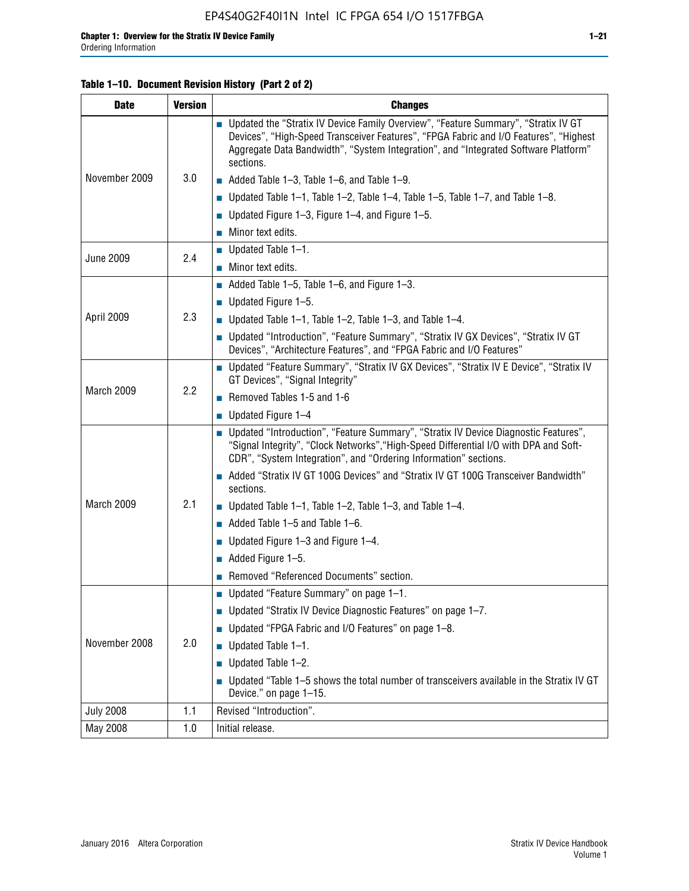**Table 1–10. Document Revision History (Part 2 of 2)**

| Date | Version | Changes |
|---|---|---|
| November 2009 | 3.0 | ■ Updated the "Stratix IV Device Family Overview", "Feature Summary", "Stratix IV GT Devices", "High-Speed Transceiver Features", "FPGA Fabric and I/O Features", "Highest Aggregate Data Bandwidth", "System Integration", and "Integrated Software Platform" sections.<br>■ Added Table 1–3, Table 1–6, and Table 1–9.<br>■ Updated Table 1–1, Table 1–2, Table 1–4, Table 1–5, Table 1–7, and Table 1–8.<br>■ Updated Figure 1–3, Figure 1–4, and Figure 1–5.<br>■ Minor text edits. |
| June 2009 | 2.4 | ■ Updated Table 1–1.<br>■ Minor text edits. |
| April 2009 | 2.3 | ■ Added Table 1–5, Table 1–6, and Figure 1–3.<br>■ Updated Figure 1–5.<br>■ Updated Table 1–1, Table 1–2, Table 1–3, and Table 1–4.<br>■ Updated "Introduction", "Feature Summary", "Stratix IV GX Devices", "Stratix IV GT Devices", "Architecture Features", and "FPGA Fabric and I/O Features" |
| March 2009 | 2.2 | ■ Updated "Feature Summary", "Stratix IV GX Devices", "Stratix IV E Device", "Stratix IV GT Devices", "Signal Integrity"<br>■ Removed Tables 1-5 and 1-6<br>■ Updated Figure 1–4 |
| March 2009 | 2.1 | ■ Updated "Introduction", "Feature Summary", "Stratix IV Device Diagnostic Features", "Signal Integrity", "Clock Networks","High-Speed Differential I/O with DPA and Soft-CDR", "System Integration", and "Ordering Information" sections.<br>■ Added "Stratix IV GT 100G Devices" and "Stratix IV GT 100G Transceiver Bandwidth" sections.<br>■ Updated Table 1–1, Table 1–2, Table 1–3, and Table 1–4.<br>■ Added Table 1–5 and Table 1–6.<br>■ Updated Figure 1–3 and Figure 1–4.<br>■ Added Figure 1–5.<br>■ Removed "Referenced Documents" section. |
| November 2008 | 2.0 | ■ Updated "Feature Summary" on page 1–1.<br>■ Updated "Stratix IV Device Diagnostic Features" on page 1–7.<br>■ Updated "FPGA Fabric and I/O Features" on page 1–8.<br>■ Updated Table 1–1.<br>■ Updated Table 1–2.<br>■ Updated "Table 1–5 shows the total number of transceivers available in the Stratix IV GT Device." on page 1–15. |
| July 2008 | 1.1 | Revised "Introduction". |
| May 2008 | 1.0 | Initial release. |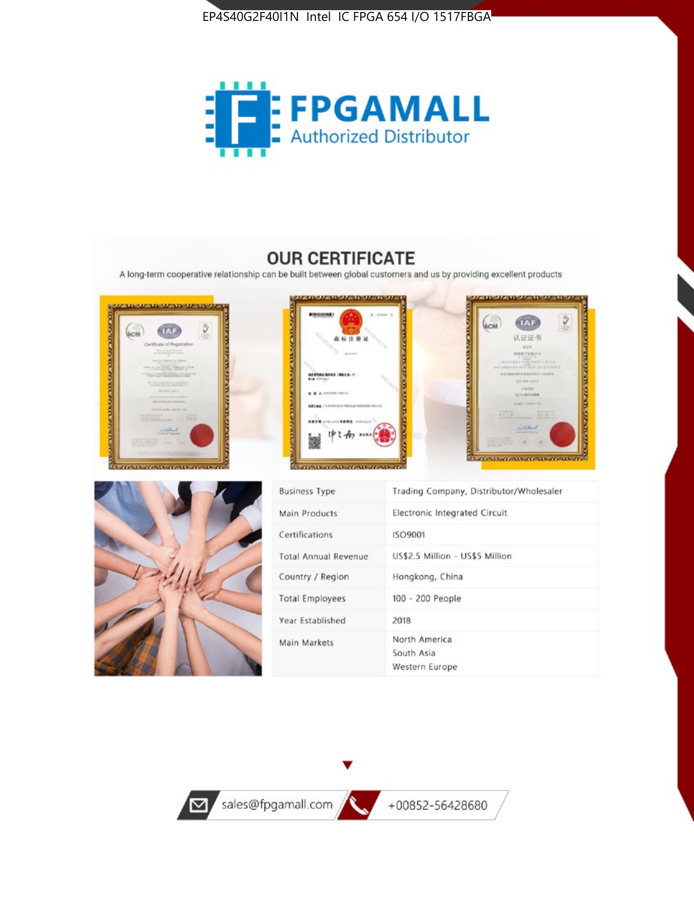FPGAMALL
Authorized Distributor

## OUR CERTIFICATE

A long-term cooperative relationship can be built between global customers and us by providing excellent products

| | |
|---|---|
| Business Type | Trading Company, Distributor/Wholesaler |
| Main Products | Electronic Integrated Circuit |
| Certifications | ISO9001 |
| Total Annual Revenue | US$2.5 Million - US$5 Million |
| Country / Region | Hongkong, China |
| Total Employees | 100 - 200 People |
| Year Established | 2018 |
| Main Markets | North America<br>South Asia<br>Western Europe |

sales@fpgamall.com

+00852-56428680